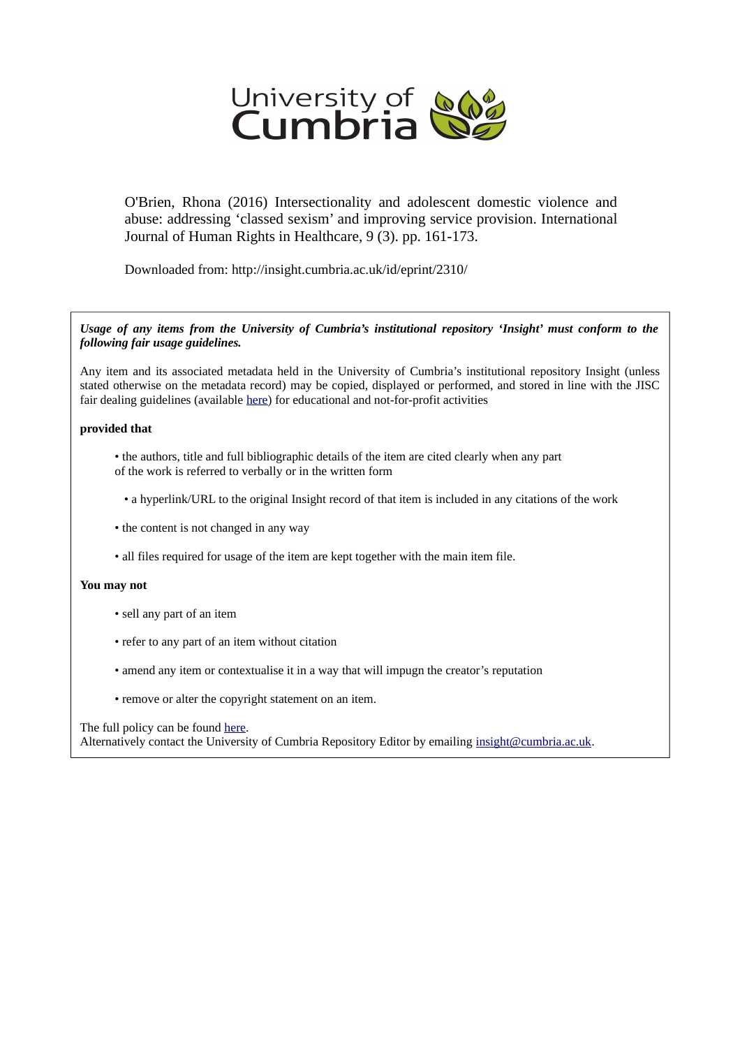University of Cumbria

O'Brien, Rhona (2016) Intersectionality and adolescent domestic violence and abuse: addressing 'classed sexism' and improving service provision. International Journal of Human Rights in Healthcare, 9 (3). pp. 161-173.

Downloaded from: http://insight.cumbria.ac.uk/id/eprint/2310/

***Usage of any items from the University of Cumbria's institutional repository 'Insight' must conform to the following fair usage guidelines.***

Any item and its associated metadata held in the University of Cumbria's institutional repository Insight (unless stated otherwise on the metadata record) may be copied, displayed or performed, and stored in line with the JISC fair dealing guidelines (available here) for educational and not-for-profit activities

**provided that**

- the authors, title and full bibliographic details of the item are cited clearly when any part of the work is referred to verbally or in the written form
- a hyperlink/URL to the original Insight record of that item is included in any citations of the work
- the content is not changed in any way
- all files required for usage of the item are kept together with the main item file.

**You may not**

- sell any part of an item
- refer to any part of an item without citation
- amend any item or contextualise it in a way that will impugn the creator's reputation
- remove or alter the copyright statement on an item.

The full policy can be found here.
Alternatively contact the University of Cumbria Repository Editor by emailing insight@cumbria.ac.uk.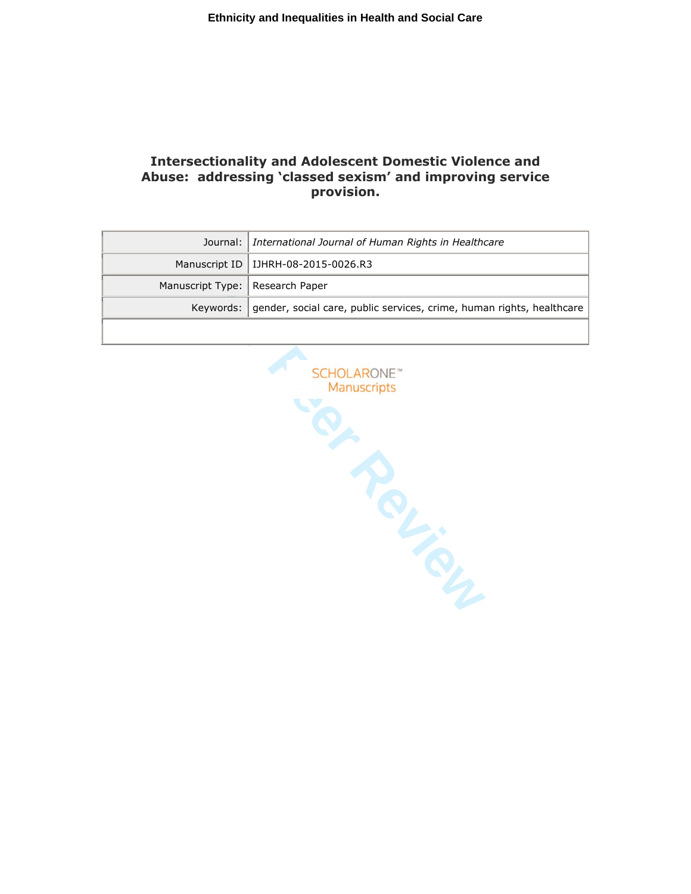# Intersectionality and Adolescent Domestic Violence and Abuse: addressing 'classed sexism' and improving service provision.

| Journal: | *International Journal of Human Rights in Healthcare* |
|---|---|
| Manuscript ID | IJHRH-08-2015-0026.R3 |
| Manuscript Type: | Research Paper |
| Keywords: | gender, social care, public services, crime, human rights, healthcare |
| | |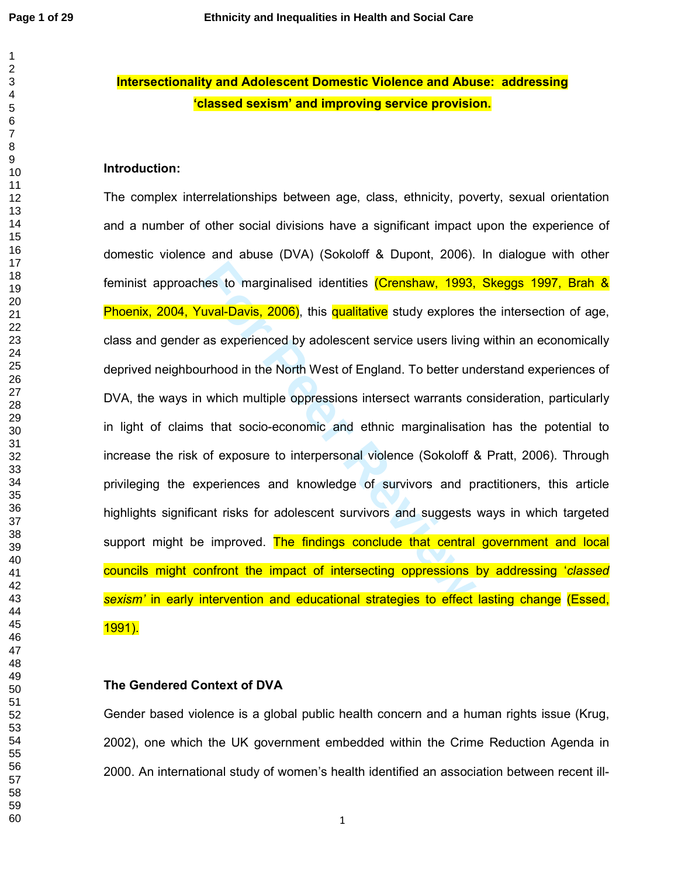**Intersectionality and Adolescent Domestic Violence and Abuse: addressing 'classed sexism' and improving service provision.**

**Introduction:**

The complex interrelationships between age, class, ethnicity, poverty, sexual orientation and a number of other social divisions have a significant impact upon the experience of domestic violence and abuse (DVA) (Sokoloff & Dupont, 2006). In dialogue with other feminist approaches to marginalised identities (Crenshaw, 1993, Skeggs 1997, Brah & Phoenix, 2004, Yuval-Davis, 2006), this qualitative study explores the intersection of age, class and gender as experienced by adolescent service users living within an economically deprived neighbourhood in the North West of England. To better understand experiences of DVA, the ways in which multiple oppressions intersect warrants consideration, particularly in light of claims that socio-economic and ethnic marginalisation has the potential to increase the risk of exposure to interpersonal violence (Sokoloff & Pratt, 2006). Through privileging the experiences and knowledge of survivors and practitioners, this article highlights significant risks for adolescent survivors and suggests ways in which targeted support might be improved. The findings conclude that central government and local councils might confront the impact of intersecting oppressions by addressing '*classed sexism'* in early intervention and educational strategies to effect lasting change (Essed, 1991).

**The Gendered Context of DVA**

Gender based violence is a global public health concern and a human rights issue (Krug, 2002), one which the UK government embedded within the Crime Reduction Agenda in 2000. An international study of women's health identified an association between recent ill-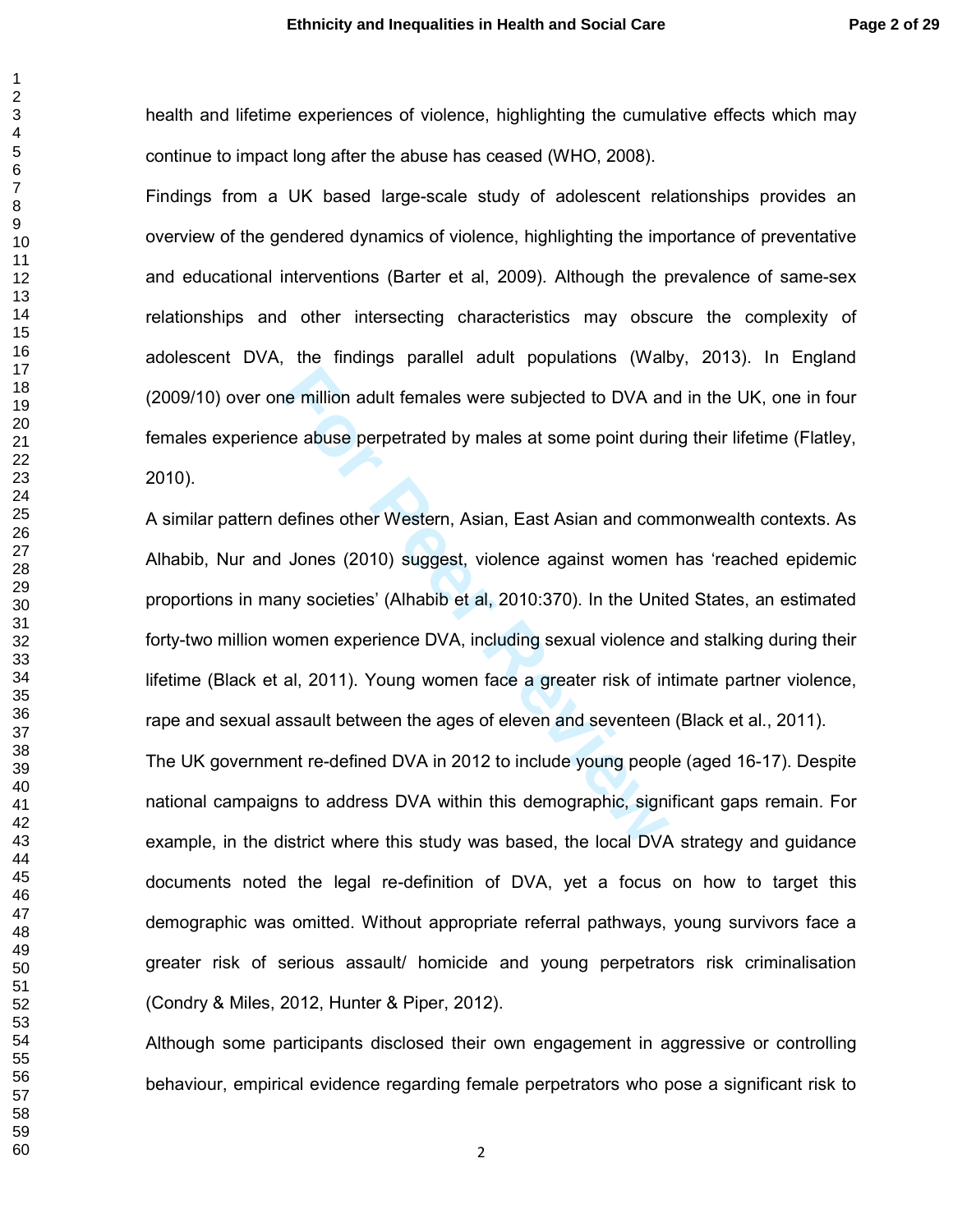health and lifetime experiences of violence, highlighting the cumulative effects which may continue to impact long after the abuse has ceased (WHO, 2008).

Findings from a UK based large-scale study of adolescent relationships provides an overview of the gendered dynamics of violence, highlighting the importance of preventative and educational interventions (Barter et al, 2009). Although the prevalence of same-sex relationships and other intersecting characteristics may obscure the complexity of adolescent DVA, the findings parallel adult populations (Walby, 2013). In England (2009/10) over one million adult females were subjected to DVA and in the UK, one in four females experience abuse perpetrated by males at some point during their lifetime (Flatley, 2010).

A similar pattern defines other Western, Asian, East Asian and commonwealth contexts. As Alhabib, Nur and Jones (2010) suggest, violence against women has 'reached epidemic proportions in many societies' (Alhabib et al, 2010:370). In the United States, an estimated forty-two million women experience DVA, including sexual violence and stalking during their lifetime (Black et al, 2011). Young women face a greater risk of intimate partner violence, rape and sexual assault between the ages of eleven and seventeen (Black et al., 2011).

The UK government re-defined DVA in 2012 to include young people (aged 16-17). Despite national campaigns to address DVA within this demographic, significant gaps remain. For example, in the district where this study was based, the local DVA strategy and guidance documents noted the legal re-definition of DVA, yet a focus on how to target this demographic was omitted. Without appropriate referral pathways, young survivors face a greater risk of serious assault/ homicide and young perpetrators risk criminalisation (Condry & Miles, 2012, Hunter & Piper, 2012).

Although some participants disclosed their own engagement in aggressive or controlling behaviour, empirical evidence regarding female perpetrators who pose a significant risk to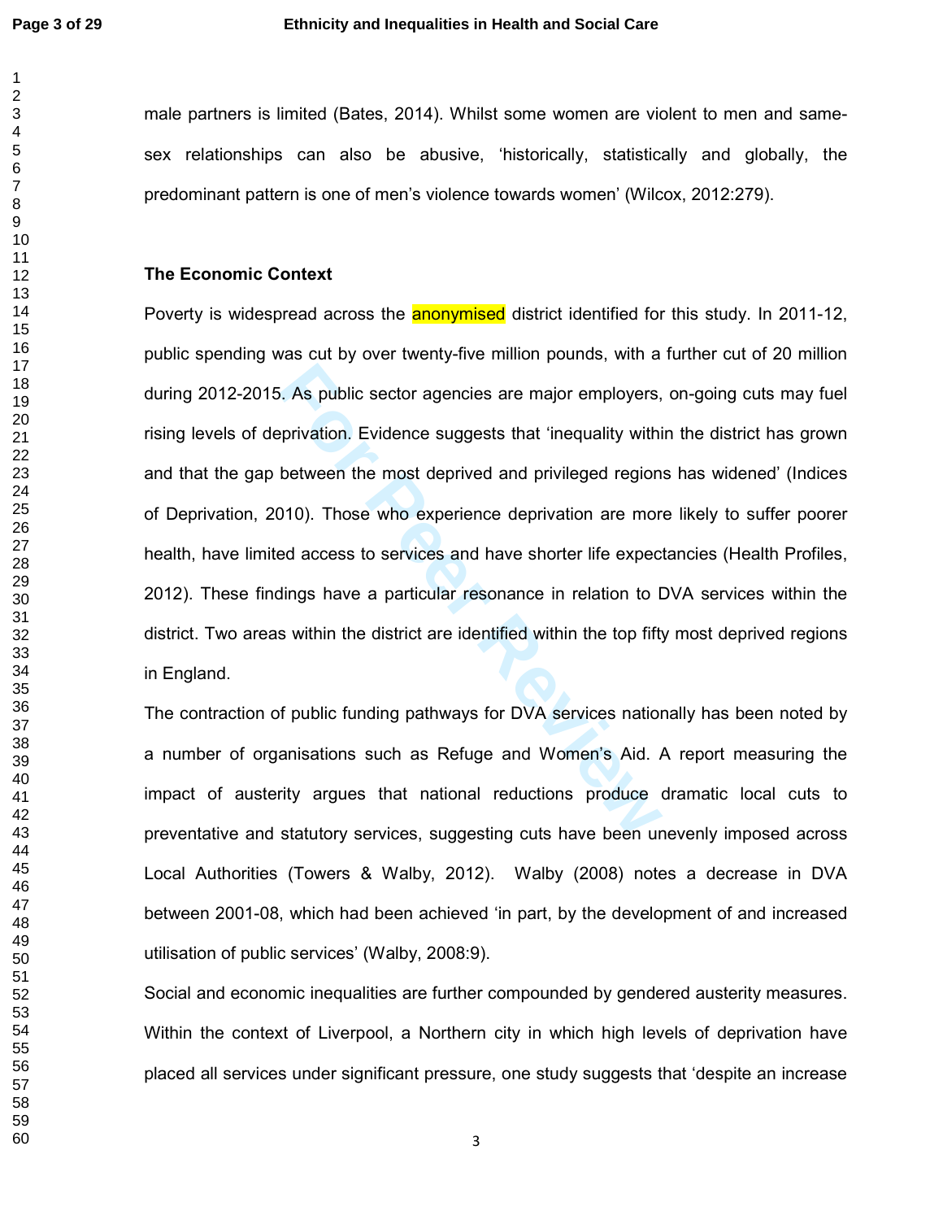male partners is limited (Bates, 2014). Whilst some women are violent to men and same-sex relationships can also be abusive, 'historically, statistically and globally, the predominant pattern is one of men's violence towards women' (Wilcox, 2012:279).

**The Economic Context**

Poverty is widespread across the anonymised district identified for this study. In 2011-12, public spending was cut by over twenty-five million pounds, with a further cut of 20 million during 2012-2015. As public sector agencies are major employers, on-going cuts may fuel rising levels of deprivation. Evidence suggests that 'inequality within the district has grown and that the gap between the most deprived and privileged regions has widened' (Indices of Deprivation, 2010). Those who experience deprivation are more likely to suffer poorer health, have limited access to services and have shorter life expectancies (Health Profiles, 2012). These findings have a particular resonance in relation to DVA services within the district. Two areas within the district are identified within the top fifty most deprived regions in England.

The contraction of public funding pathways for DVA services nationally has been noted by a number of organisations such as Refuge and Women's Aid. A report measuring the impact of austerity argues that national reductions produce dramatic local cuts to preventative and statutory services, suggesting cuts have been unevenly imposed across Local Authorities (Towers & Walby, 2012). Walby (2008) notes a decrease in DVA between 2001-08, which had been achieved 'in part, by the development of and increased utilisation of public services' (Walby, 2008:9).

Social and economic inequalities are further compounded by gendered austerity measures. Within the context of Liverpool, a Northern city in which high levels of deprivation have placed all services under significant pressure, one study suggests that 'despite an increase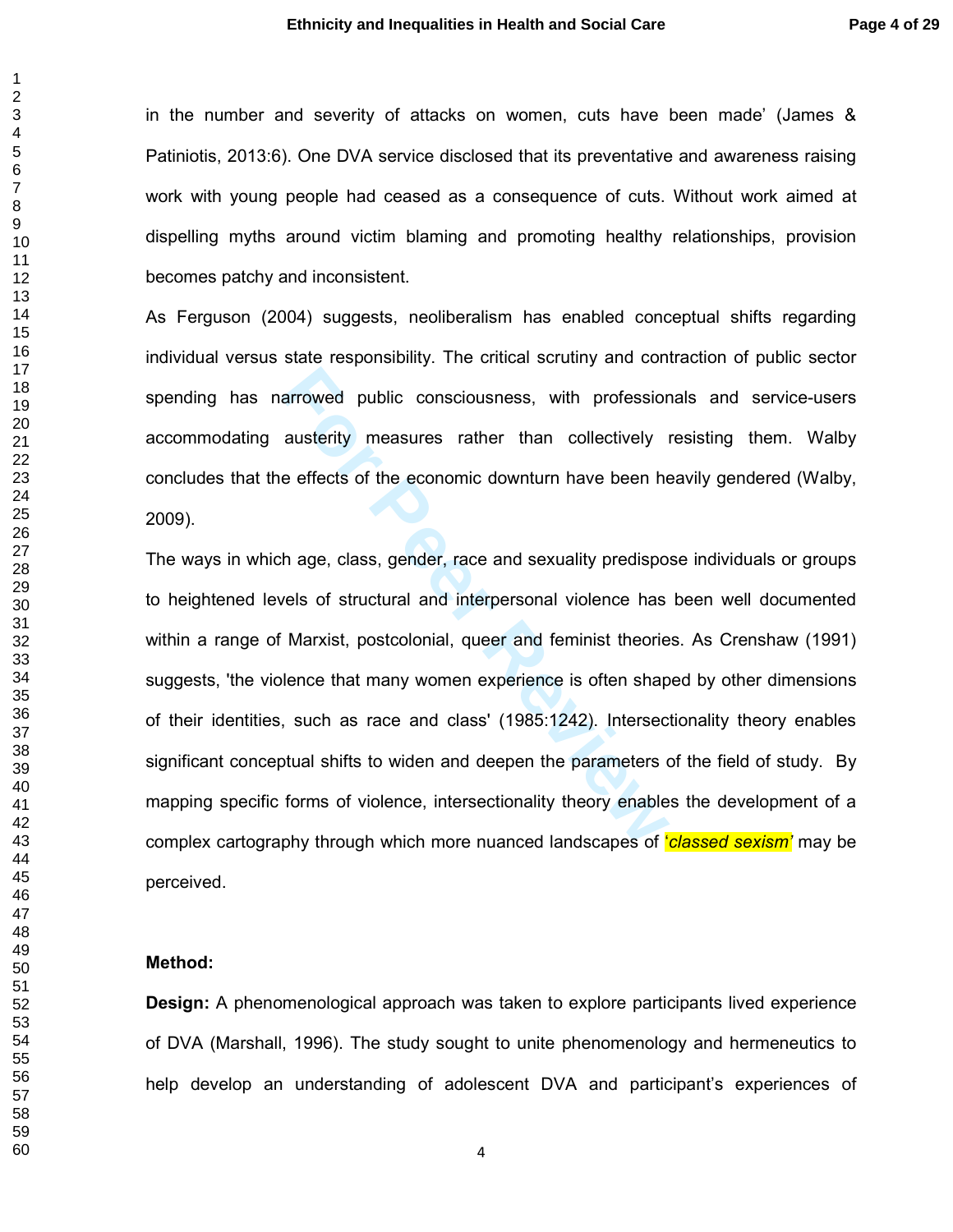in the number and severity of attacks on women, cuts have been made' (James & Patiniotis, 2013:6). One DVA service disclosed that its preventative and awareness raising work with young people had ceased as a consequence of cuts. Without work aimed at dispelling myths around victim blaming and promoting healthy relationships, provision becomes patchy and inconsistent.

As Ferguson (2004) suggests, neoliberalism has enabled conceptual shifts regarding individual versus state responsibility. The critical scrutiny and contraction of public sector spending has narrowed public consciousness, with professionals and service-users accommodating austerity measures rather than collectively resisting them. Walby concludes that the effects of the economic downturn have been heavily gendered (Walby, 2009).

The ways in which age, class, gender, race and sexuality predispose individuals or groups to heightened levels of structural and interpersonal violence has been well documented within a range of Marxist, postcolonial, queer and feminist theories. As Crenshaw (1991) suggests, 'the violence that many women experience is often shaped by other dimensions of their identities, such as race and class' (1985:1242). Intersectionality theory enables significant conceptual shifts to widen and deepen the parameters of the field of study. By mapping specific forms of violence, intersectionality theory enables the development of a complex cartography through which more nuanced landscapes of '*classed sexism*' may be perceived.

**Method:**

**Design:** A phenomenological approach was taken to explore participants lived experience of DVA (Marshall, 1996). The study sought to unite phenomenology and hermeneutics to help develop an understanding of adolescent DVA and participant's experiences of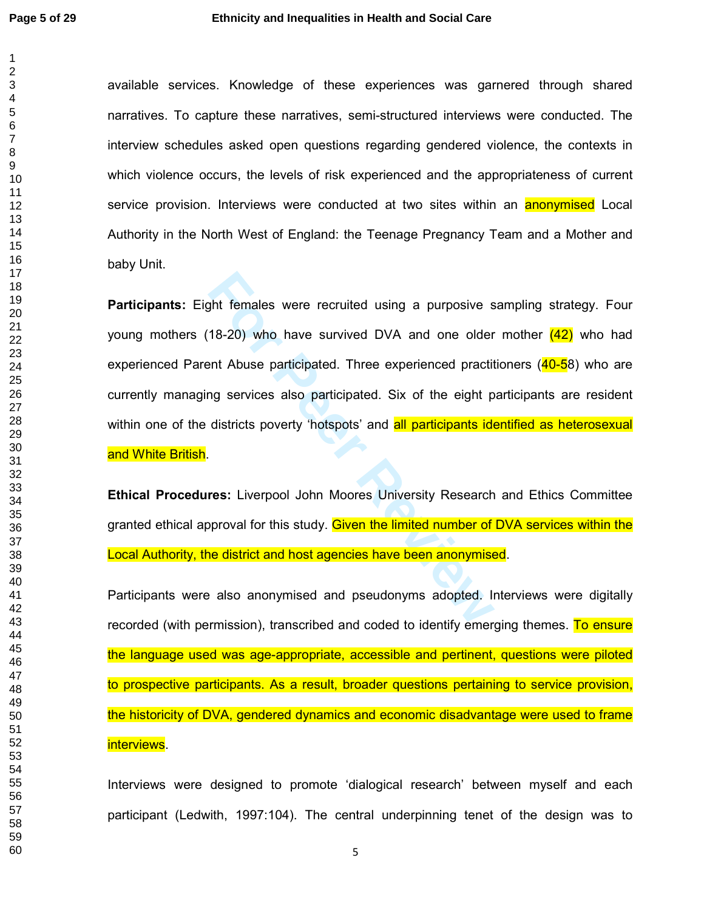available services. Knowledge of these experiences was garnered through shared narratives. To capture these narratives, semi-structured interviews were conducted. The interview schedules asked open questions regarding gendered violence, the contexts in which violence occurs, the levels of risk experienced and the appropriateness of current service provision. Interviews were conducted at two sites within an anonymised Local Authority in the North West of England: the Teenage Pregnancy Team and a Mother and baby Unit.

**Participants:** Eight females were recruited using a purposive sampling strategy. Four young mothers (18-20) who have survived DVA and one older mother (42) who had experienced Parent Abuse participated. Three experienced practitioners (40-58) who are currently managing services also participated. Six of the eight participants are resident within one of the districts poverty 'hotspots' and all participants identified as heterosexual and White British.

**Ethical Procedures:** Liverpool John Moores University Research and Ethics Committee granted ethical approval for this study. Given the limited number of DVA services within the Local Authority, the district and host agencies have been anonymised.

Participants were also anonymised and pseudonyms adopted. Interviews were digitally recorded (with permission), transcribed and coded to identify emerging themes. To ensure the language used was age-appropriate, accessible and pertinent, questions were piloted to prospective participants. As a result, broader questions pertaining to service provision, the historicity of DVA, gendered dynamics and economic disadvantage were used to frame interviews.

Interviews were designed to promote 'dialogical research' between myself and each participant (Ledwith, 1997:104). The central underpinning tenet of the design was to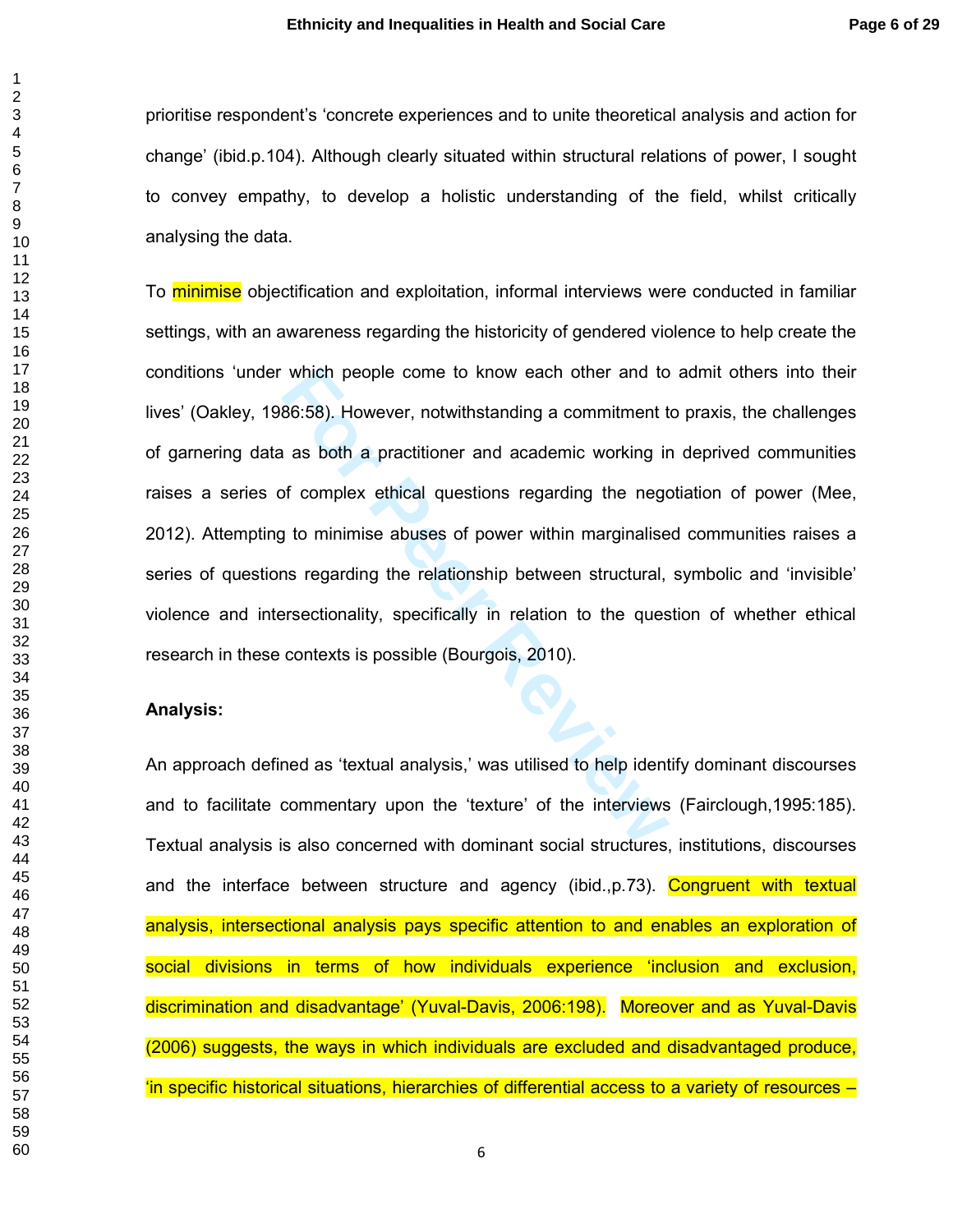prioritise respondent's 'concrete experiences and to unite theoretical analysis and action for change' (ibid.p.104). Although clearly situated within structural relations of power, I sought to convey empathy, to develop a holistic understanding of the field, whilst critically analysing the data.

To minimise objectification and exploitation, informal interviews were conducted in familiar settings, with an awareness regarding the historicity of gendered violence to help create the conditions 'under which people come to know each other and to admit others into their lives' (Oakley, 1986:58). However, notwithstanding a commitment to praxis, the challenges of garnering data as both a practitioner and academic working in deprived communities raises a series of complex ethical questions regarding the negotiation of power (Mee, 2012). Attempting to minimise abuses of power within marginalised communities raises a series of questions regarding the relationship between structural, symbolic and 'invisible' violence and intersectionality, specifically in relation to the question of whether ethical research in these contexts is possible (Bourgois, 2010).

**Analysis:**

An approach defined as 'textual analysis,' was utilised to help identify dominant discourses and to facilitate commentary upon the 'texture' of the interviews (Fairclough,1995:185). Textual analysis is also concerned with dominant social structures, institutions, discourses and the interface between structure and agency (ibid.,p.73). Congruent with textual analysis, intersectional analysis pays specific attention to and enables an exploration of social divisions in terms of how individuals experience 'inclusion and exclusion, discrimination and disadvantage' (Yuval-Davis, 2006:198). Moreover and as Yuval-Davis (2006) suggests, the ways in which individuals are excluded and disadvantaged produce, 'in specific historical situations, hierarchies of differential access to a variety of resources –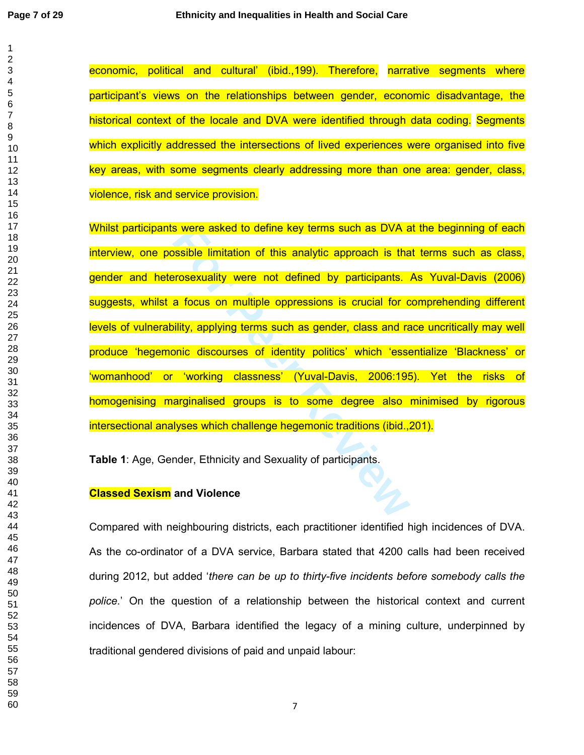economic, political and cultural' (ibid.,199). Therefore, narrative segments where participant's views on the relationships between gender, economic disadvantage, the historical context of the locale and DVA were identified through data coding. Segments which explicitly addressed the intersections of lived experiences were organised into five key areas, with some segments clearly addressing more than one area: gender, class, violence, risk and service provision.

Whilst participants were asked to define key terms such as DVA at the beginning of each interview, one possible limitation of this analytic approach is that terms such as class, gender and heterosexuality were not defined by participants. As Yuval-Davis (2006) suggests, whilst a focus on multiple oppressions is crucial for comprehending different levels of vulnerability, applying terms such as gender, class and race uncritically may well produce 'hegemonic discourses of identity politics' which 'essentialize 'Blackness' or 'womanhood' or 'working classness' (Yuval-Davis, 2006:195). Yet the risks of homogenising marginalised groups is to some degree also minimised by rigorous intersectional analyses which challenge hegemonic traditions (ibid.,201).

**Table 1**: Age, Gender, Ethnicity and Sexuality of participants.

**Classed Sexism and Violence**

Compared with neighbouring districts, each practitioner identified high incidences of DVA. As the co-ordinator of a DVA service, Barbara stated that 4200 calls had been received during 2012, but added '*there can be up to thirty-five incidents before somebody calls the police.*' On the question of a relationship between the historical context and current incidences of DVA, Barbara identified the legacy of a mining culture, underpinned by traditional gendered divisions of paid and unpaid labour: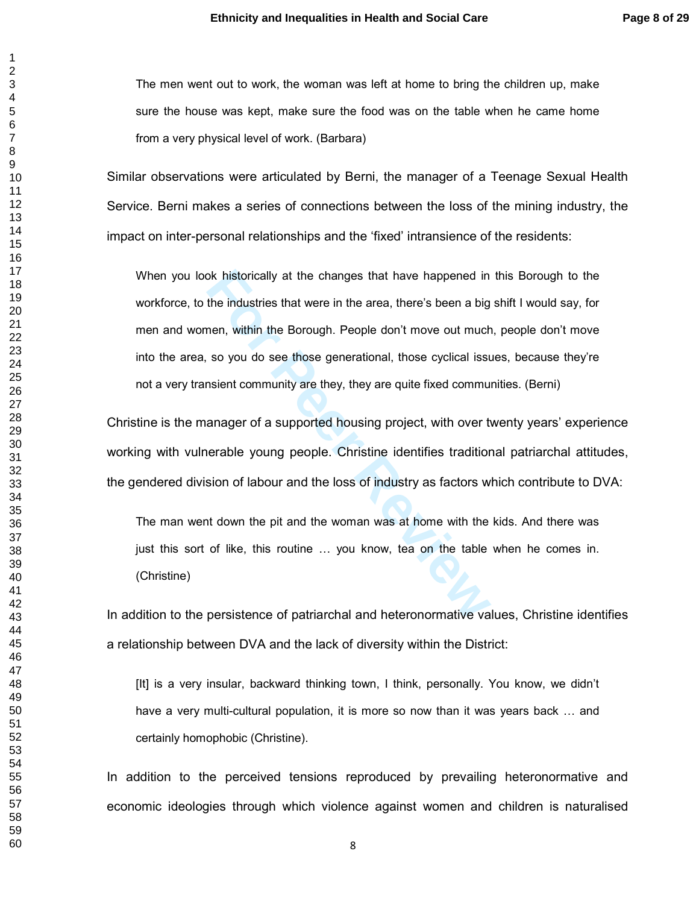> The men went out to work, the woman was left at home to bring the children up, make sure the house was kept, make sure the food was on the table when he came home from a very physical level of work. (Barbara)

Similar observations were articulated by Berni, the manager of a Teenage Sexual Health Service. Berni makes a series of connections between the loss of the mining industry, the impact on inter-personal relationships and the 'fixed' intransience of the residents:

> When you look historically at the changes that have happened in this Borough to the workforce, to the industries that were in the area, there's been a big shift I would say, for men and women, within the Borough. People don't move out much, people don't move into the area, so you do see those generational, those cyclical issues, because they're not a very transient community are they, they are quite fixed communities. (Berni)

Christine is the manager of a supported housing project, with over twenty years' experience working with vulnerable young people. Christine identifies traditional patriarchal attitudes, the gendered division of labour and the loss of industry as factors which contribute to DVA:

> The man went down the pit and the woman was at home with the kids. And there was just this sort of like, this routine … you know, tea on the table when he comes in. (Christine)

In addition to the persistence of patriarchal and heteronormative values, Christine identifies a relationship between DVA and the lack of diversity within the District:

> [It] is a very insular, backward thinking town, I think, personally. You know, we didn't have a very multi-cultural population, it is more so now than it was years back … and certainly homophobic (Christine).

In addition to the perceived tensions reproduced by prevailing heteronormative and economic ideologies through which violence against women and children is naturalised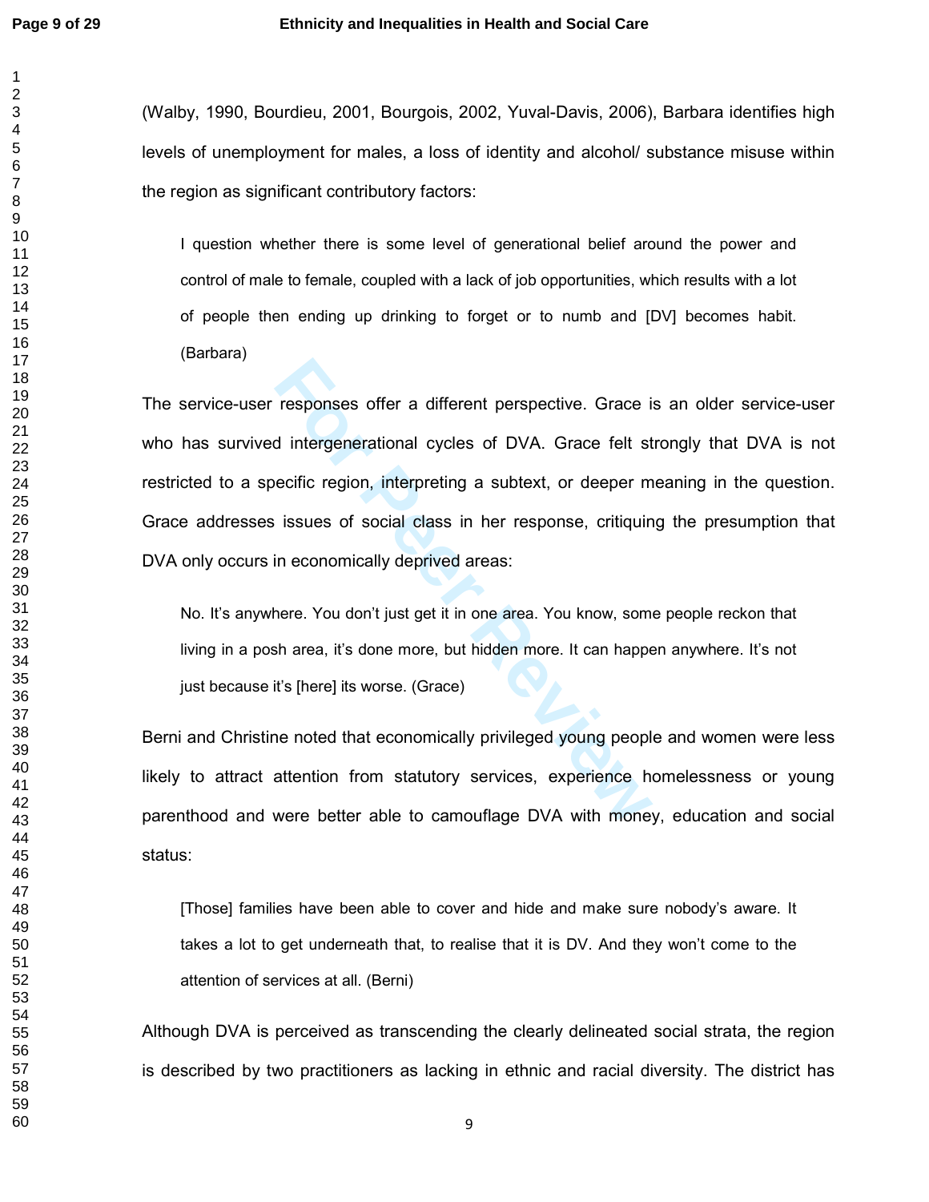(Walby, 1990, Bourdieu, 2001, Bourgois, 2002, Yuval-Davis, 2006), Barbara identifies high levels of unemployment for males, a loss of identity and alcohol/ substance misuse within the region as significant contributory factors:

> I question whether there is some level of generational belief around the power and control of male to female, coupled with a lack of job opportunities, which results with a lot of people then ending up drinking to forget or to numb and [DV] becomes habit. (Barbara)

The service-user responses offer a different perspective. Grace is an older service-user who has survived intergenerational cycles of DVA. Grace felt strongly that DVA is not restricted to a specific region, interpreting a subtext, or deeper meaning in the question. Grace addresses issues of social class in her response, critiquing the presumption that DVA only occurs in economically deprived areas:

> No. It's anywhere. You don't just get it in one area. You know, some people reckon that living in a posh area, it's done more, but hidden more. It can happen anywhere. It's not just because it's [here] its worse. (Grace)

Berni and Christine noted that economically privileged young people and women were less likely to attract attention from statutory services, experience homelessness or young parenthood and were better able to camouflage DVA with money, education and social status:

> [Those] families have been able to cover and hide and make sure nobody's aware. It takes a lot to get underneath that, to realise that it is DV. And they won't come to the attention of services at all. (Berni)

Although DVA is perceived as transcending the clearly delineated social strata, the region is described by two practitioners as lacking in ethnic and racial diversity. The district has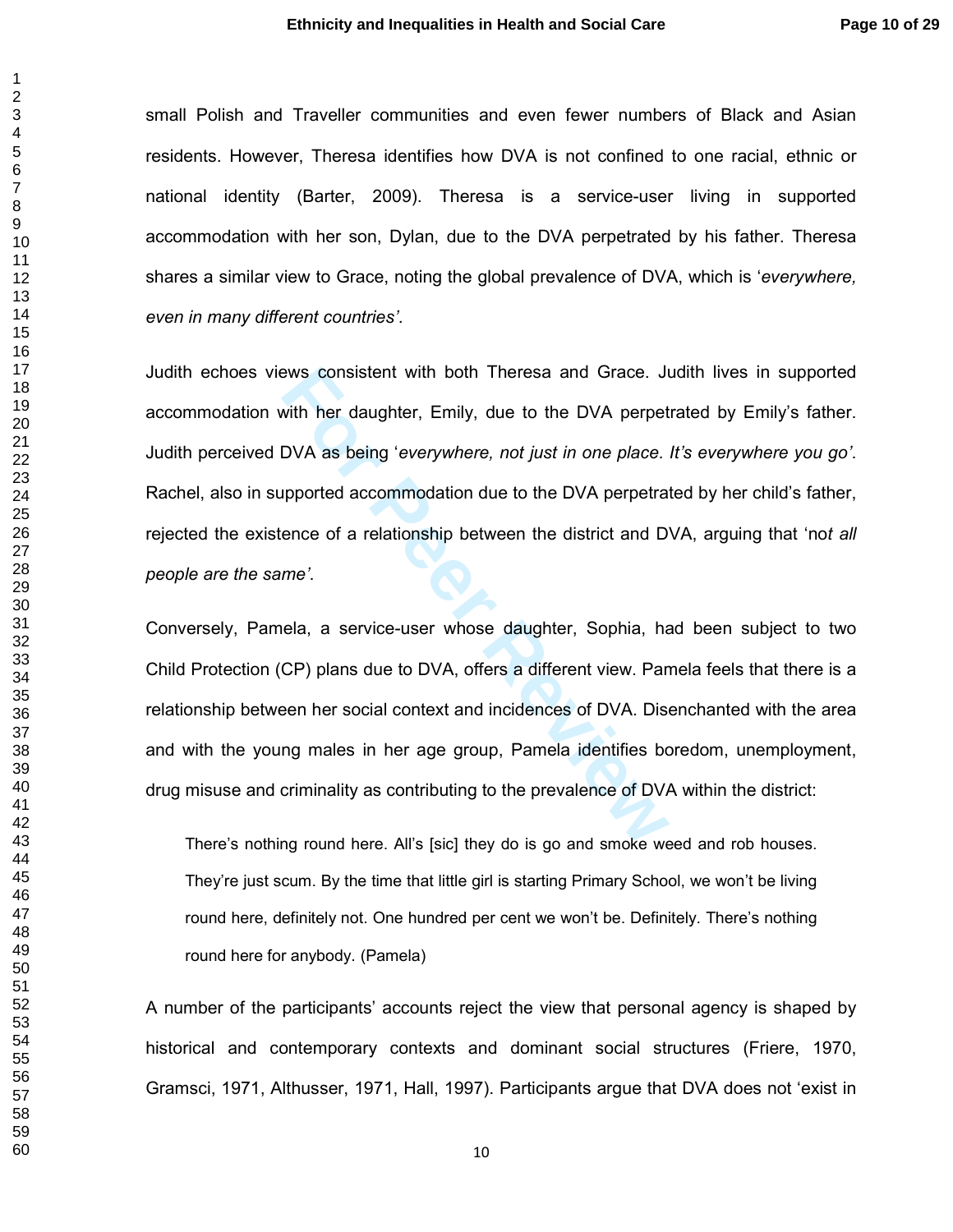small Polish and Traveller communities and even fewer numbers of Black and Asian residents. However, Theresa identifies how DVA is not confined to one racial, ethnic or national identity (Barter, 2009). Theresa is a service-user living in supported accommodation with her son, Dylan, due to the DVA perpetrated by his father. Theresa shares a similar view to Grace, noting the global prevalence of DVA, which is '*everywhere, even in many different countries'*.

Judith echoes views consistent with both Theresa and Grace. Judith lives in supported accommodation with her daughter, Emily, due to the DVA perpetrated by Emily's father. Judith perceived DVA as being '*everywhere, not just in one place. It's everywhere you go'*. Rachel, also in supported accommodation due to the DVA perpetrated by her child's father, rejected the existence of a relationship between the district and DVA, arguing that 'no*t all people are the same'*.

Conversely, Pamela, a service-user whose daughter, Sophia, had been subject to two Child Protection (CP) plans due to DVA, offers a different view. Pamela feels that there is a relationship between her social context and incidences of DVA. Disenchanted with the area and with the young males in her age group, Pamela identifies boredom, unemployment, drug misuse and criminality as contributing to the prevalence of DVA within the district:

> There's nothing round here. All's [sic] they do is go and smoke weed and rob houses. They're just scum. By the time that little girl is starting Primary School, we won't be living round here, definitely not. One hundred per cent we won't be. Definitely. There's nothing round here for anybody. (Pamela)

A number of the participants' accounts reject the view that personal agency is shaped by historical and contemporary contexts and dominant social structures (Friere, 1970, Gramsci, 1971, Althusser, 1971, Hall, 1997). Participants argue that DVA does not 'exist in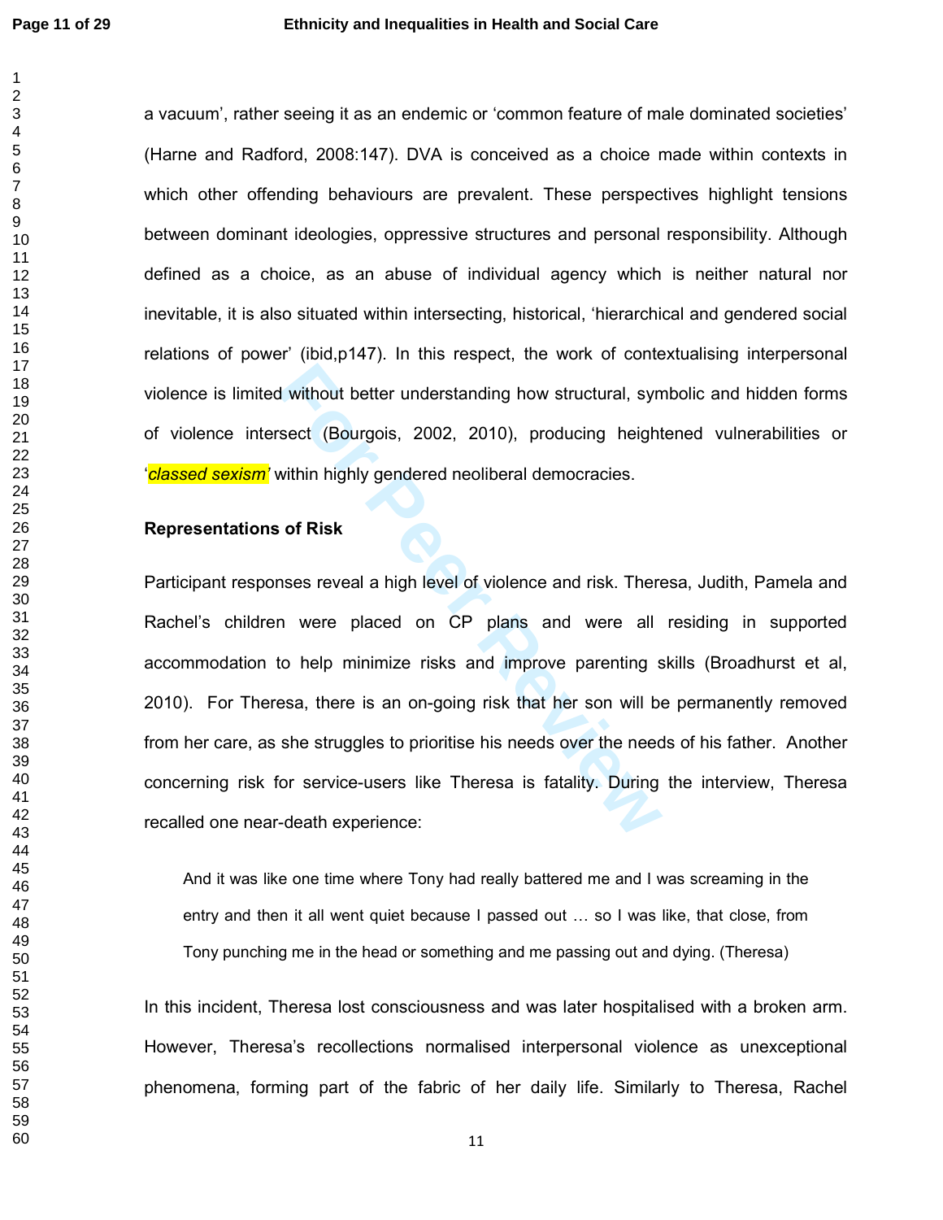a vacuum', rather seeing it as an endemic or 'common feature of male dominated societies' (Harne and Radford, 2008:147). DVA is conceived as a choice made within contexts in which other offending behaviours are prevalent. These perspectives highlight tensions between dominant ideologies, oppressive structures and personal responsibility. Although defined as a choice, as an abuse of individual agency which is neither natural nor inevitable, it is also situated within intersecting, historical, 'hierarchical and gendered social relations of power' (ibid,p147). In this respect, the work of contextualising interpersonal violence is limited without better understanding how structural, symbolic and hidden forms of violence intersect (Bourgois, 2002, 2010), producing heightened vulnerabilities or '*classed sexism*' within highly gendered neoliberal democracies.

**Representations of Risk**

Participant responses reveal a high level of violence and risk. Theresa, Judith, Pamela and Rachel's children were placed on CP plans and were all residing in supported accommodation to help minimize risks and improve parenting skills (Broadhurst et al, 2010). For Theresa, there is an on-going risk that her son will be permanently removed from her care, as she struggles to prioritise his needs over the needs of his father. Another concerning risk for service-users like Theresa is fatality. During the interview, Theresa recalled one near-death experience:

> And it was like one time where Tony had really battered me and I was screaming in the entry and then it all went quiet because I passed out … so I was like, that close, from Tony punching me in the head or something and me passing out and dying. (Theresa)

In this incident, Theresa lost consciousness and was later hospitalised with a broken arm. However, Theresa's recollections normalised interpersonal violence as unexceptional phenomena, forming part of the fabric of her daily life. Similarly to Theresa, Rachel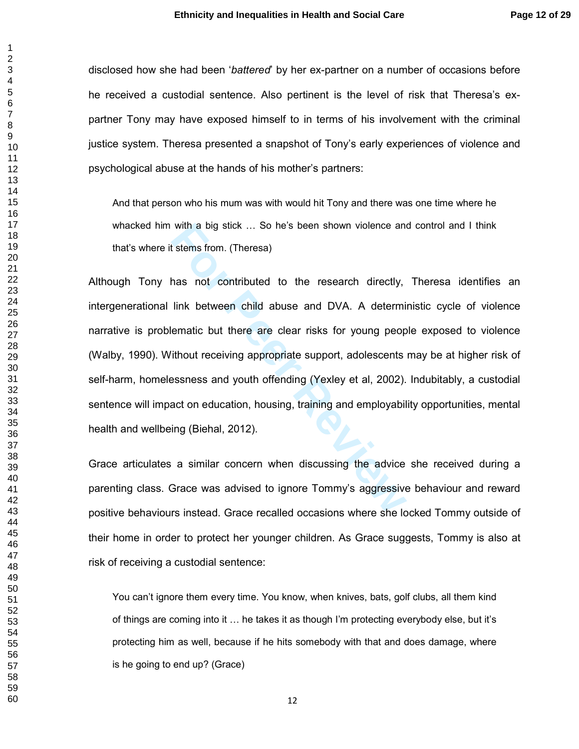disclosed how she had been '*battered*' by her ex-partner on a number of occasions before he received a custodial sentence. Also pertinent is the level of risk that Theresa's ex-partner Tony may have exposed himself to in terms of his involvement with the criminal justice system. Theresa presented a snapshot of Tony's early experiences of violence and psychological abuse at the hands of his mother's partners:

> And that person who his mum was with would hit Tony and there was one time where he whacked him with a big stick … So he's been shown violence and control and I think that's where it stems from. (Theresa)

Although Tony has not contributed to the research directly, Theresa identifies an intergenerational link between child abuse and DVA. A deterministic cycle of violence narrative is problematic but there are clear risks for young people exposed to violence (Walby, 1990). Without receiving appropriate support, adolescents may be at higher risk of self-harm, homelessness and youth offending (Yexley et al, 2002). Indubitably, a custodial sentence will impact on education, housing, training and employability opportunities, mental health and wellbeing (Biehal, 2012).

Grace articulates a similar concern when discussing the advice she received during a parenting class. Grace was advised to ignore Tommy's aggressive behaviour and reward positive behaviours instead. Grace recalled occasions where she locked Tommy outside of their home in order to protect her younger children. As Grace suggests, Tommy is also at risk of receiving a custodial sentence:

> You can't ignore them every time. You know, when knives, bats, golf clubs, all them kind of things are coming into it … he takes it as though I'm protecting everybody else, but it's protecting him as well, because if he hits somebody with that and does damage, where is he going to end up? (Grace)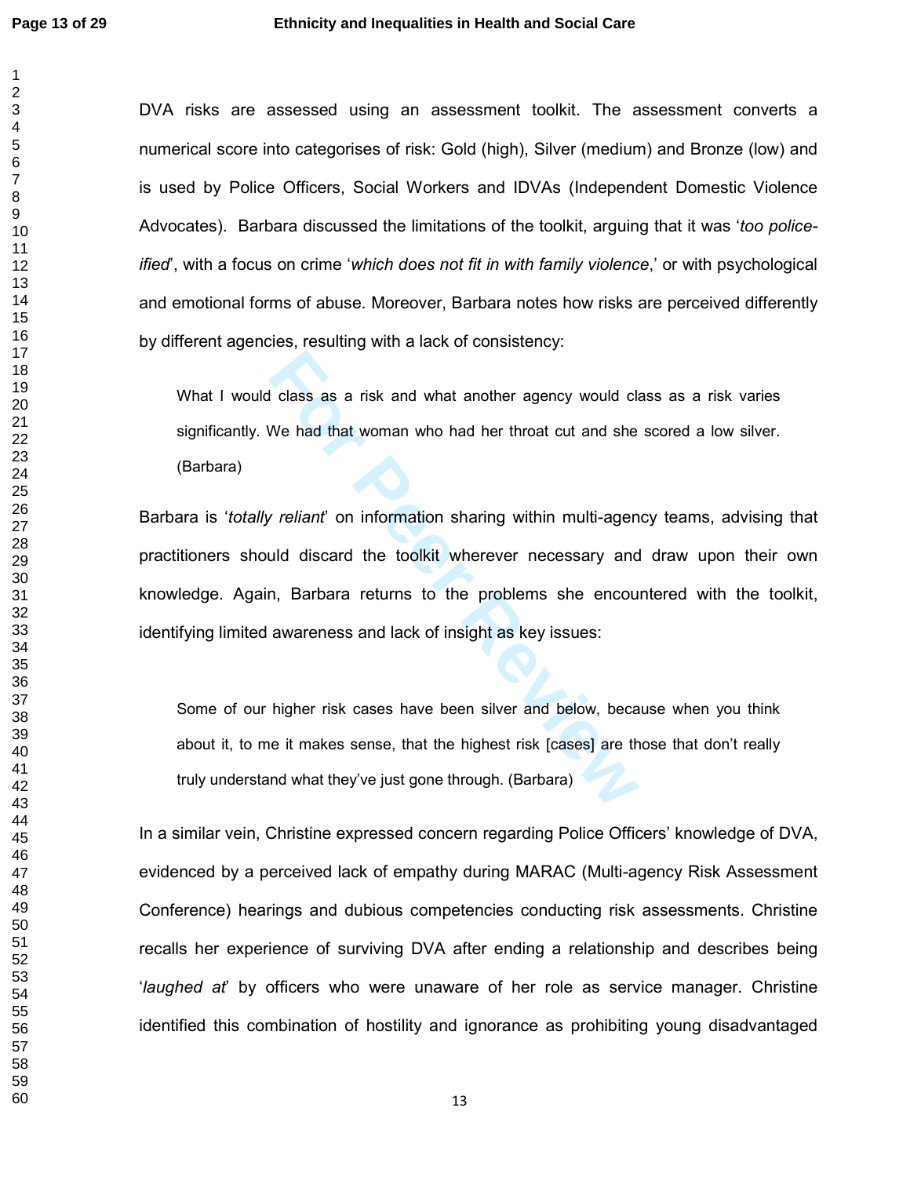DVA risks are assessed using an assessment toolkit. The assessment converts a numerical score into categorises of risk: Gold (high), Silver (medium) and Bronze (low) and is used by Police Officers, Social Workers and IDVAs (Independent Domestic Violence Advocates). Barbara discussed the limitations of the toolkit, arguing that it was '*too police-ified*', with a focus on crime '*which does not fit in with family violence*,' or with psychological and emotional forms of abuse. Moreover, Barbara notes how risks are perceived differently by different agencies, resulting with a lack of consistency:

> What I would class as a risk and what another agency would class as a risk varies significantly. We had that woman who had her throat cut and she scored a low silver. (Barbara)

Barbara is '*totally reliant*' on information sharing within multi-agency teams, advising that practitioners should discard the toolkit wherever necessary and draw upon their own knowledge. Again, Barbara returns to the problems she encountered with the toolkit, identifying limited awareness and lack of insight as key issues:

> Some of our higher risk cases have been silver and below, because when you think about it, to me it makes sense, that the highest risk [cases] are those that don't really truly understand what they've just gone through. (Barbara)

In a similar vein, Christine expressed concern regarding Police Officers' knowledge of DVA, evidenced by a perceived lack of empathy during MARAC (Multi-agency Risk Assessment Conference) hearings and dubious competencies conducting risk assessments. Christine recalls her experience of surviving DVA after ending a relationship and describes being '*laughed at*' by officers who were unaware of her role as service manager. Christine identified this combination of hostility and ignorance as prohibiting young disadvantaged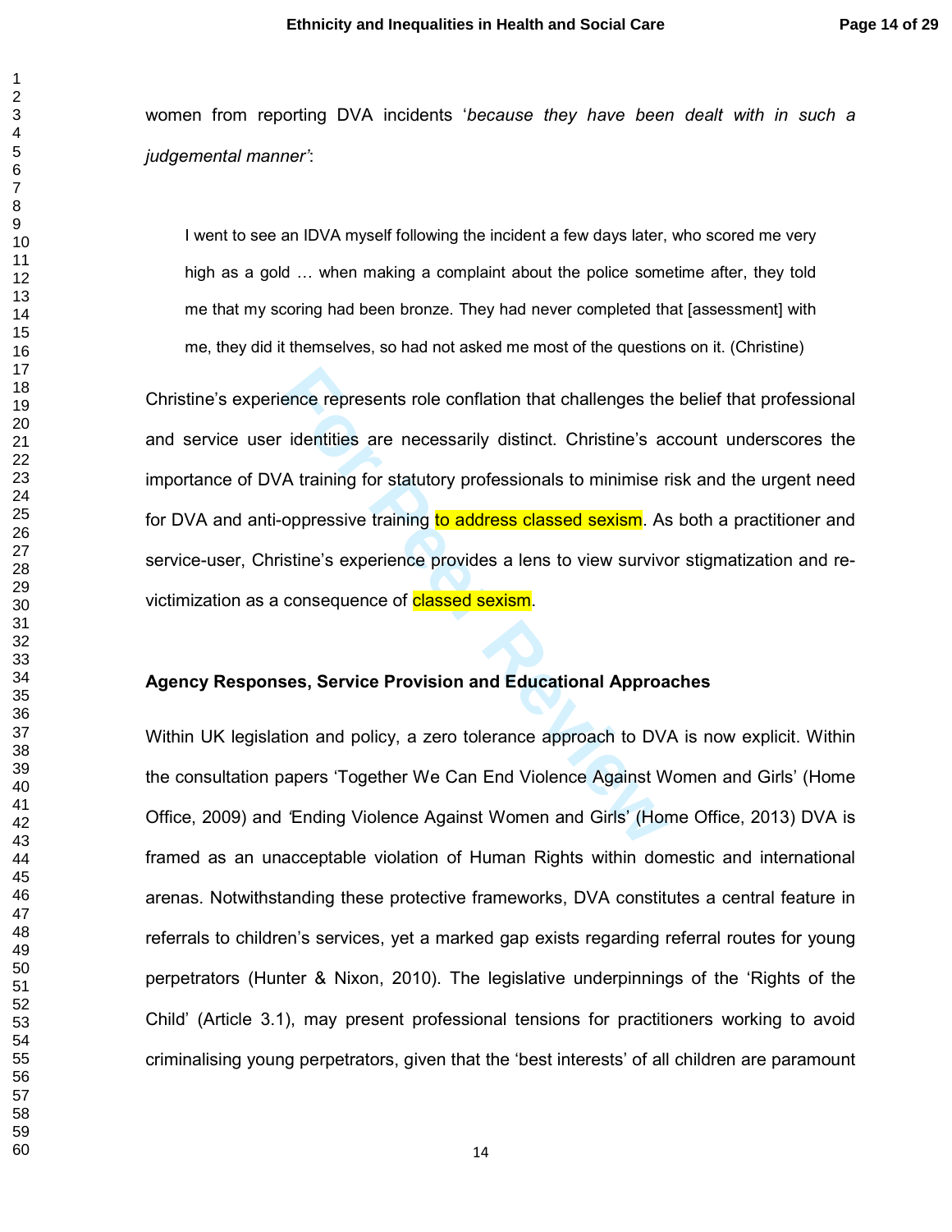women from reporting DVA incidents '*because they have been dealt with in such a judgemental manner'*:

> I went to see an IDVA myself following the incident a few days later, who scored me very high as a gold … when making a complaint about the police sometime after, they told me that my scoring had been bronze. They had never completed that [assessment] with me, they did it themselves, so had not asked me most of the questions on it. (Christine)

Christine's experience represents role conflation that challenges the belief that professional and service user identities are necessarily distinct. Christine's account underscores the importance of DVA training for statutory professionals to minimise risk and the urgent need for DVA and anti-oppressive training to address classed sexism. As both a practitioner and service-user, Christine's experience provides a lens to view survivor stigmatization and re-victimization as a consequence of classed sexism.

**Agency Responses, Service Provision and Educational Approaches**

Within UK legislation and policy, a zero tolerance approach to DVA is now explicit. Within the consultation papers 'Together We Can End Violence Against Women and Girls' (Home Office, 2009) and 'Ending Violence Against Women and Girls' (Home Office, 2013) DVA is framed as an unacceptable violation of Human Rights within domestic and international arenas. Notwithstanding these protective frameworks, DVA constitutes a central feature in referrals to children's services, yet a marked gap exists regarding referral routes for young perpetrators (Hunter & Nixon, 2010). The legislative underpinnings of the 'Rights of the Child' (Article 3.1), may present professional tensions for practitioners working to avoid criminalising young perpetrators, given that the 'best interests' of all children are paramount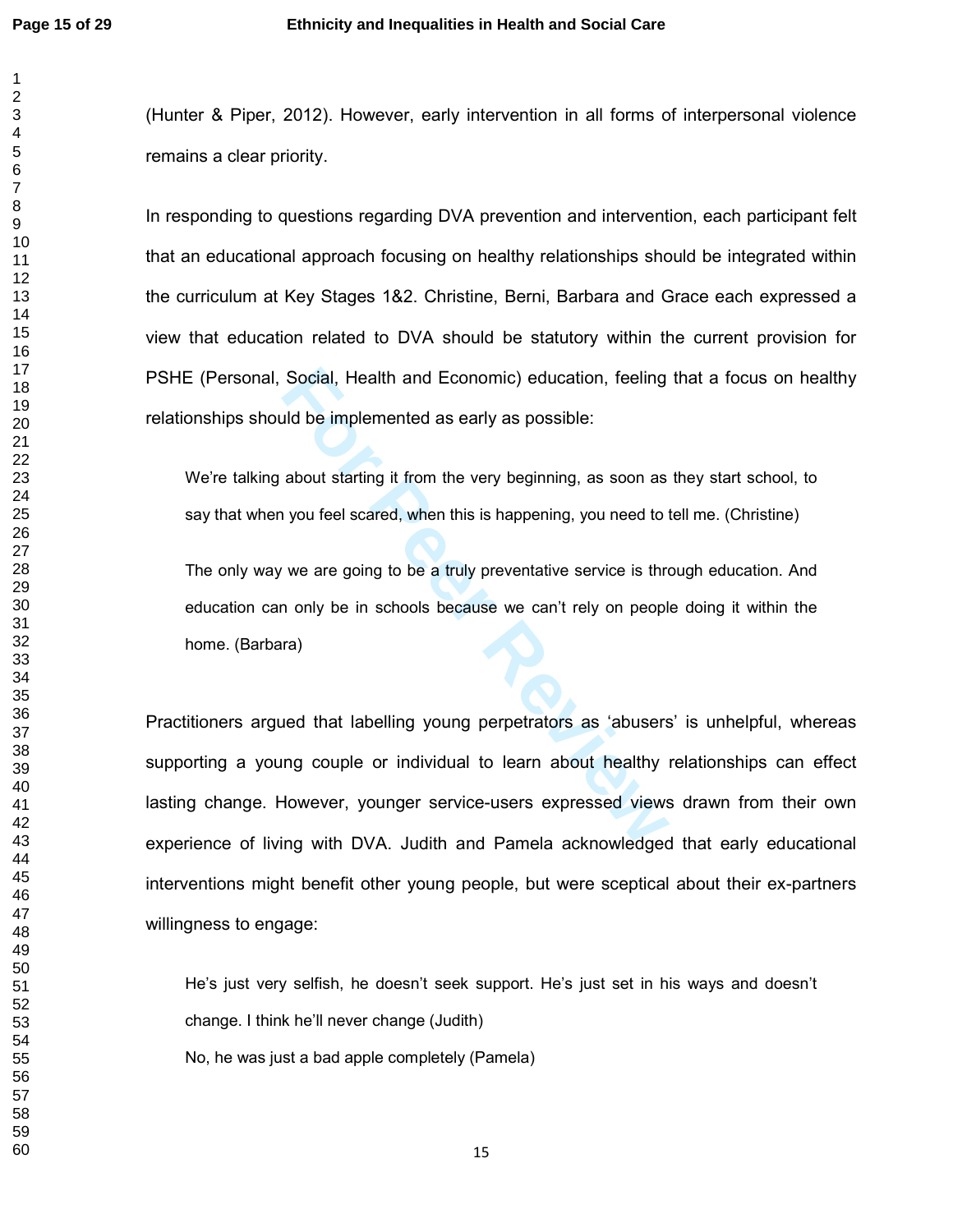(Hunter & Piper, 2012). However, early intervention in all forms of interpersonal violence remains a clear priority.

In responding to questions regarding DVA prevention and intervention, each participant felt that an educational approach focusing on healthy relationships should be integrated within the curriculum at Key Stages 1&2. Christine, Berni, Barbara and Grace each expressed a view that education related to DVA should be statutory within the current provision for PSHE (Personal, Social, Health and Economic) education, feeling that a focus on healthy relationships should be implemented as early as possible:

> We're talking about starting it from the very beginning, as soon as they start school, to say that when you feel scared, when this is happening, you need to tell me. (Christine)

> The only way we are going to be a truly preventative service is through education. And education can only be in schools because we can't rely on people doing it within the home. (Barbara)

Practitioners argued that labelling young perpetrators as 'abusers' is unhelpful, whereas supporting a young couple or individual to learn about healthy relationships can effect lasting change. However, younger service-users expressed views drawn from their own experience of living with DVA. Judith and Pamela acknowledged that early educational interventions might benefit other young people, but were sceptical about their ex-partners willingness to engage:

> He's just very selfish, he doesn't seek support. He's just set in his ways and doesn't change. I think he'll never change (Judith)
>
> No, he was just a bad apple completely (Pamela)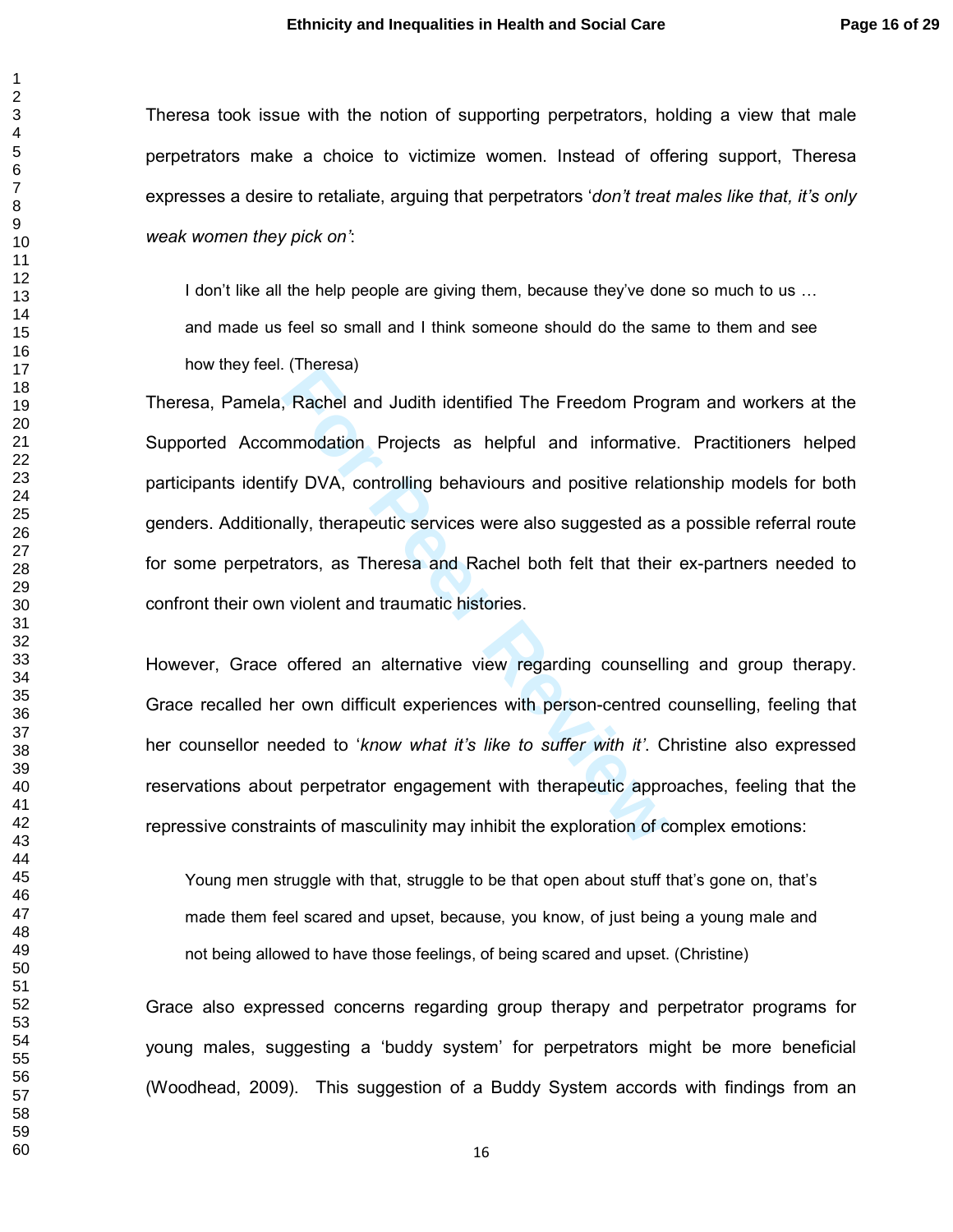Theresa took issue with the notion of supporting perpetrators, holding a view that male perpetrators make a choice to victimize women. Instead of offering support, Theresa expresses a desire to retaliate, arguing that perpetrators '*don't treat males like that, it's only weak women they pick on'*:

> I don't like all the help people are giving them, because they've done so much to us … and made us feel so small and I think someone should do the same to them and see how they feel. (Theresa)

Theresa, Pamela, Rachel and Judith identified The Freedom Program and workers at the Supported Accommodation Projects as helpful and informative. Practitioners helped participants identify DVA, controlling behaviours and positive relationship models for both genders. Additionally, therapeutic services were also suggested as a possible referral route for some perpetrators, as Theresa and Rachel both felt that their ex-partners needed to confront their own violent and traumatic histories.

However, Grace offered an alternative view regarding counselling and group therapy. Grace recalled her own difficult experiences with person-centred counselling, feeling that her counsellor needed to '*know what it's like to suffer with it'*. Christine also expressed reservations about perpetrator engagement with therapeutic approaches, feeling that the repressive constraints of masculinity may inhibit the exploration of complex emotions:

> Young men struggle with that, struggle to be that open about stuff that's gone on, that's made them feel scared and upset, because, you know, of just being a young male and not being allowed to have those feelings, of being scared and upset. (Christine)

Grace also expressed concerns regarding group therapy and perpetrator programs for young males, suggesting a 'buddy system' for perpetrators might be more beneficial (Woodhead, 2009). This suggestion of a Buddy System accords with findings from an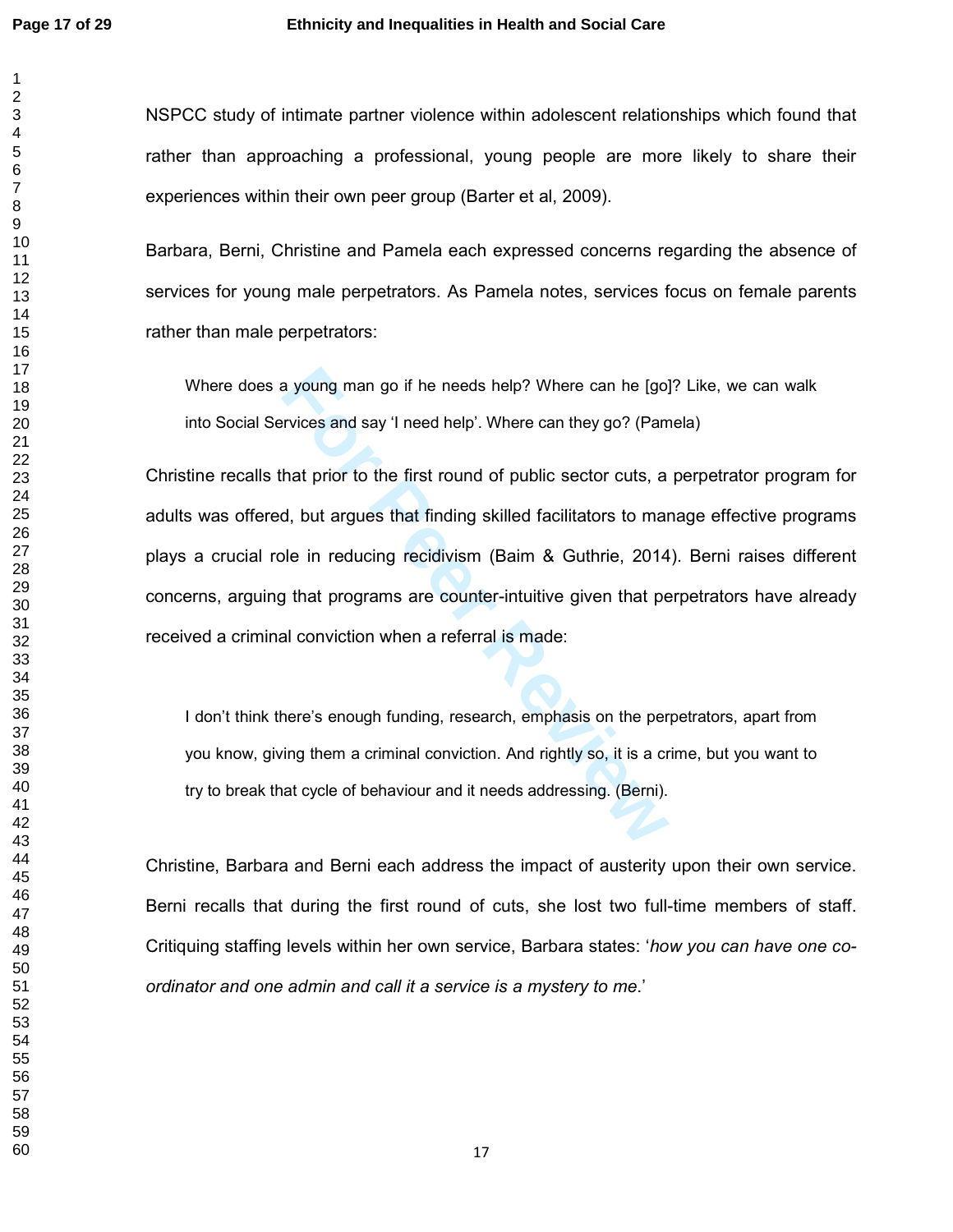NSPCC study of intimate partner violence within adolescent relationships which found that rather than approaching a professional, young people are more likely to share their experiences within their own peer group (Barter et al, 2009).

Barbara, Berni, Christine and Pamela each expressed concerns regarding the absence of services for young male perpetrators. As Pamela notes, services focus on female parents rather than male perpetrators:

> Where does a young man go if he needs help? Where can he [go]? Like, we can walk into Social Services and say 'I need help'. Where can they go? (Pamela)

Christine recalls that prior to the first round of public sector cuts, a perpetrator program for adults was offered, but argues that finding skilled facilitators to manage effective programs plays a crucial role in reducing recidivism (Baim & Guthrie, 2014). Berni raises different concerns, arguing that programs are counter-intuitive given that perpetrators have already received a criminal conviction when a referral is made:

> I don't think there's enough funding, research, emphasis on the perpetrators, apart from you know, giving them a criminal conviction. And rightly so, it is a crime, but you want to try to break that cycle of behaviour and it needs addressing. (Berni).

Christine, Barbara and Berni each address the impact of austerity upon their own service. Berni recalls that during the first round of cuts, she lost two full-time members of staff. Critiquing staffing levels within her own service, Barbara states: '*how you can have one co-ordinator and one admin and call it a service is a mystery to me*.'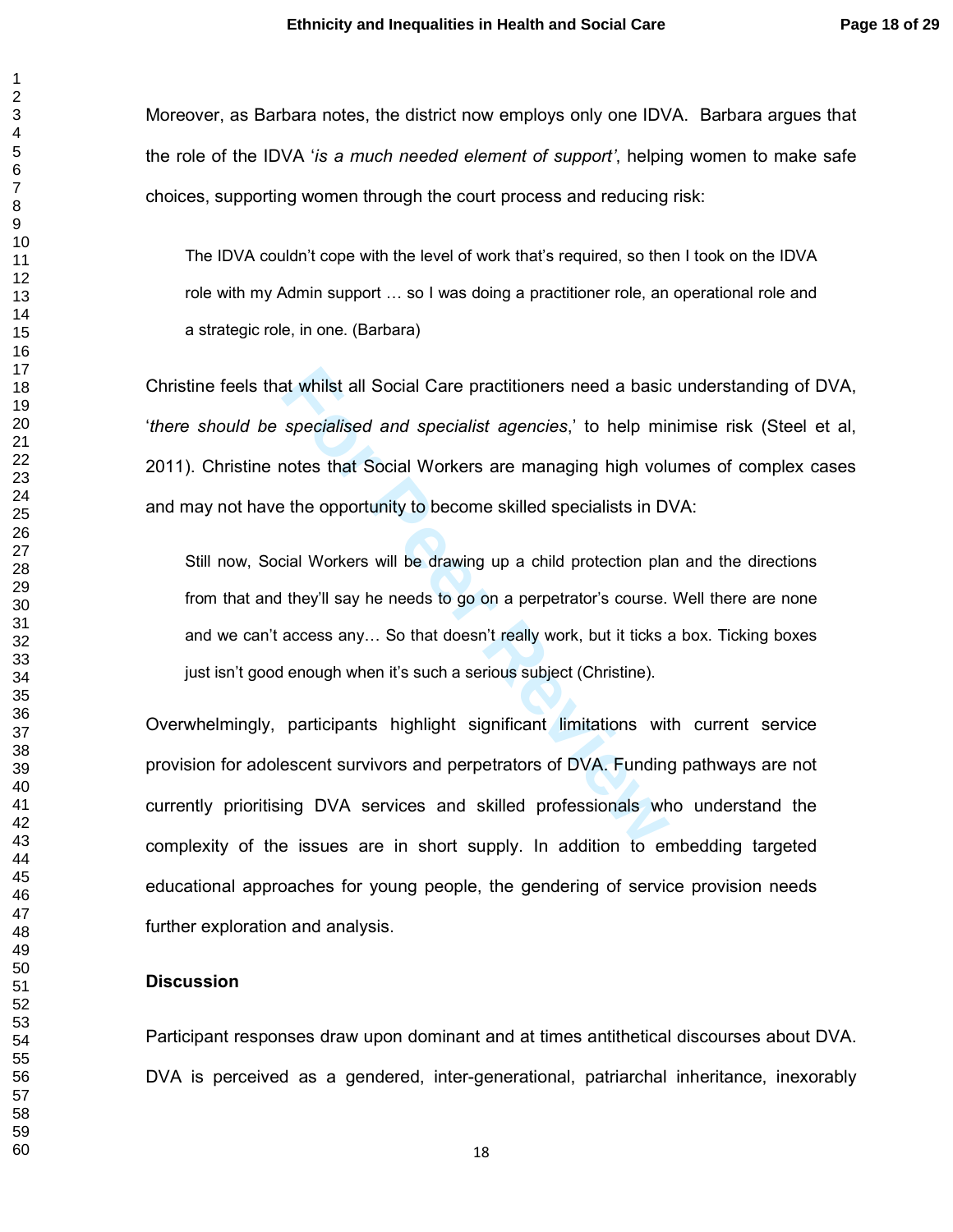Moreover, as Barbara notes, the district now employs only one IDVA. Barbara argues that the role of the IDVA '*is a much needed element of support'*, helping women to make safe choices, supporting women through the court process and reducing risk:

> The IDVA couldn't cope with the level of work that's required, so then I took on the IDVA role with my Admin support … so I was doing a practitioner role, an operational role and a strategic role, in one. (Barbara)

Christine feels that whilst all Social Care practitioners need a basic understanding of DVA, '*there should be specialised and specialist agencies*,' to help minimise risk (Steel et al, 2011). Christine notes that Social Workers are managing high volumes of complex cases and may not have the opportunity to become skilled specialists in DVA:

> Still now, Social Workers will be drawing up a child protection plan and the directions from that and they'll say he needs to go on a perpetrator's course. Well there are none and we can't access any… So that doesn't really work, but it ticks a box. Ticking boxes just isn't good enough when it's such a serious subject (Christine).

Overwhelmingly, participants highlight significant limitations with current service provision for adolescent survivors and perpetrators of DVA. Funding pathways are not currently prioritising DVA services and skilled professionals who understand the complexity of the issues are in short supply. In addition to embedding targeted educational approaches for young people, the gendering of service provision needs further exploration and analysis.

## Discussion

Participant responses draw upon dominant and at times antithetical discourses about DVA. DVA is perceived as a gendered, inter-generational, patriarchal inheritance, inexorably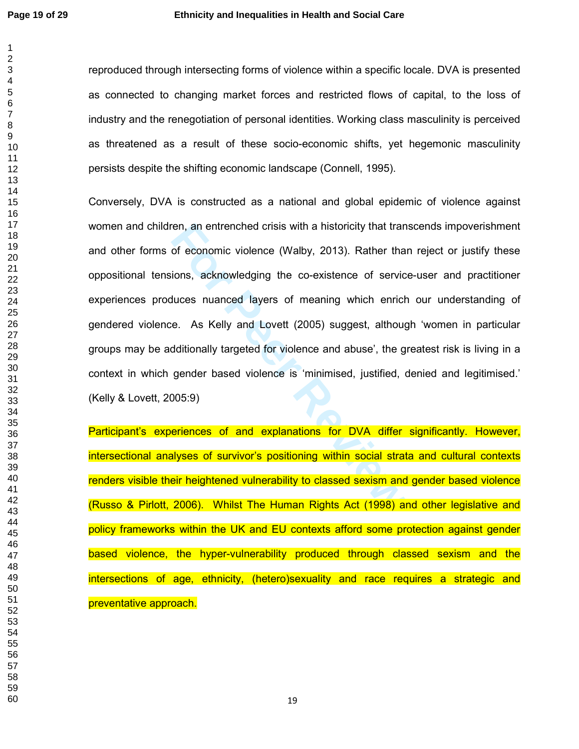reproduced through intersecting forms of violence within a specific locale. DVA is presented as connected to changing market forces and restricted flows of capital, to the loss of industry and the renegotiation of personal identities. Working class masculinity is perceived as threatened as a result of these socio-economic shifts, yet hegemonic masculinity persists despite the shifting economic landscape (Connell, 1995).

Conversely, DVA is constructed as a national and global epidemic of violence against women and children, an entrenched crisis with a historicity that transcends impoverishment and other forms of economic violence (Walby, 2013). Rather than reject or justify these oppositional tensions, acknowledging the co-existence of service-user and practitioner experiences produces nuanced layers of meaning which enrich our understanding of gendered violence. As Kelly and Lovett (2005) suggest, although 'women in particular groups may be additionally targeted for violence and abuse', the greatest risk is living in a context in which gender based violence is 'minimised, justified, denied and legitimised.' (Kelly & Lovett, 2005:9)

Participant's experiences of and explanations for DVA differ significantly. However, intersectional analyses of survivor's positioning within social strata and cultural contexts renders visible their heightened vulnerability to classed sexism and gender based violence (Russo & Pirlott, 2006). Whilst The Human Rights Act (1998) and other legislative and policy frameworks within the UK and EU contexts afford some protection against gender based violence, the hyper-vulnerability produced through classed sexism and the intersections of age, ethnicity, (hetero)sexuality and race requires a strategic and preventative approach.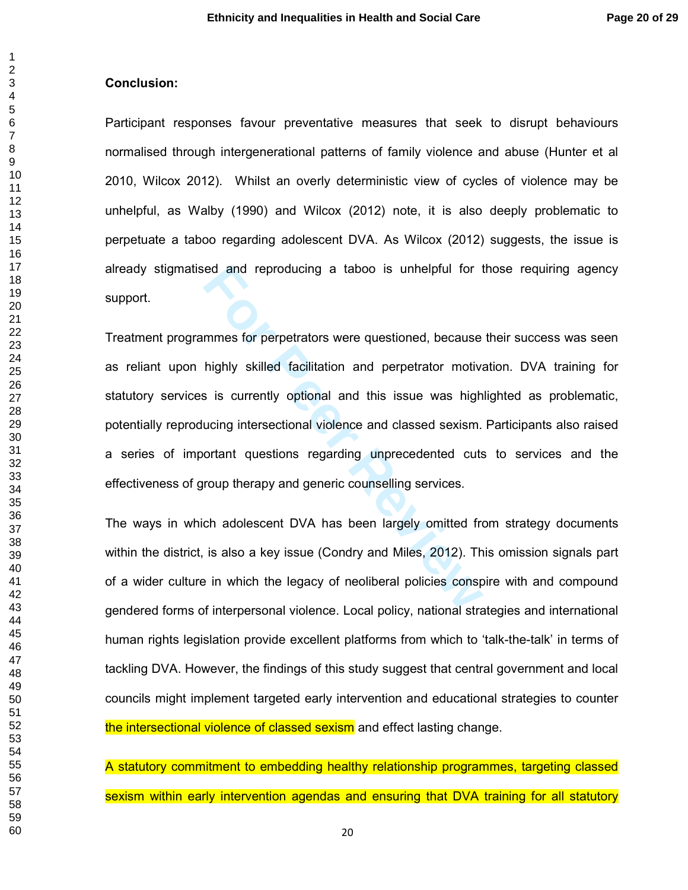**Conclusion:**

Participant responses favour preventative measures that seek to disrupt behaviours normalised through intergenerational patterns of family violence and abuse (Hunter et al 2010, Wilcox 2012). Whilst an overly deterministic view of cycles of violence may be unhelpful, as Walby (1990) and Wilcox (2012) note, it is also deeply problematic to perpetuate a taboo regarding adolescent DVA. As Wilcox (2012) suggests, the issue is already stigmatised and reproducing a taboo is unhelpful for those requiring agency support.

Treatment programmes for perpetrators were questioned, because their success was seen as reliant upon highly skilled facilitation and perpetrator motivation. DVA training for statutory services is currently optional and this issue was highlighted as problematic, potentially reproducing intersectional violence and classed sexism. Participants also raised a series of important questions regarding unprecedented cuts to services and the effectiveness of group therapy and generic counselling services.

The ways in which adolescent DVA has been largely omitted from strategy documents within the district, is also a key issue (Condry and Miles, 2012). This omission signals part of a wider culture in which the legacy of neoliberal policies conspire with and compound gendered forms of interpersonal violence. Local policy, national strategies and international human rights legislation provide excellent platforms from which to 'talk-the-talk' in terms of tackling DVA. However, the findings of this study suggest that central government and local councils might implement targeted early intervention and educational strategies to counter the intersectional violence of classed sexism and effect lasting change.

A statutory commitment to embedding healthy relationship programmes, targeting classed sexism within early intervention agendas and ensuring that DVA training for all statutory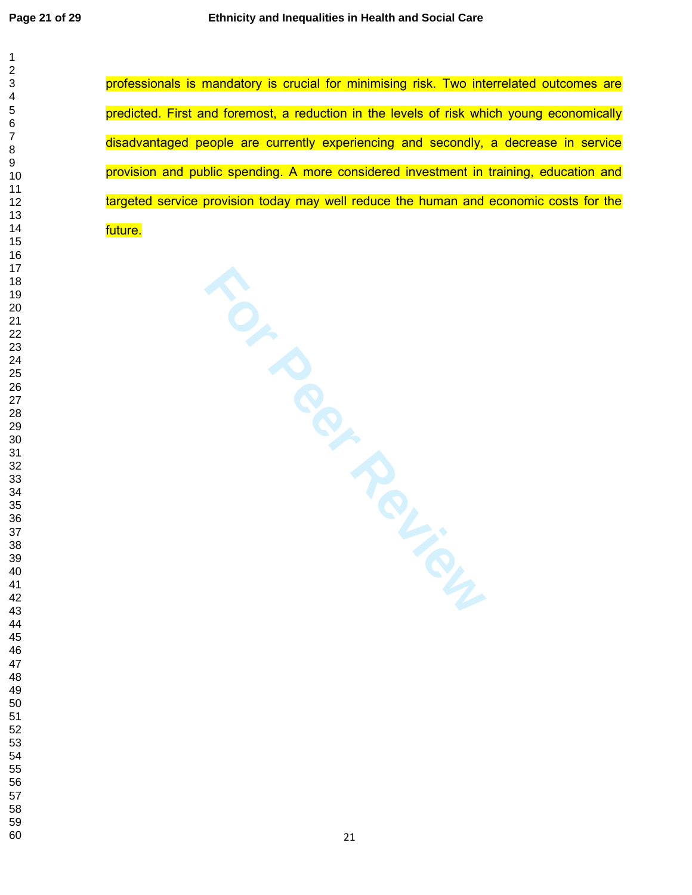professionals is mandatory is crucial for minimising risk. Two interrelated outcomes are predicted. First and foremost, a reduction in the levels of risk which young economically disadvantaged people are currently experiencing and secondly, a decrease in service provision and public spending. A more considered investment in training, education and targeted service provision today may well reduce the human and economic costs for the future.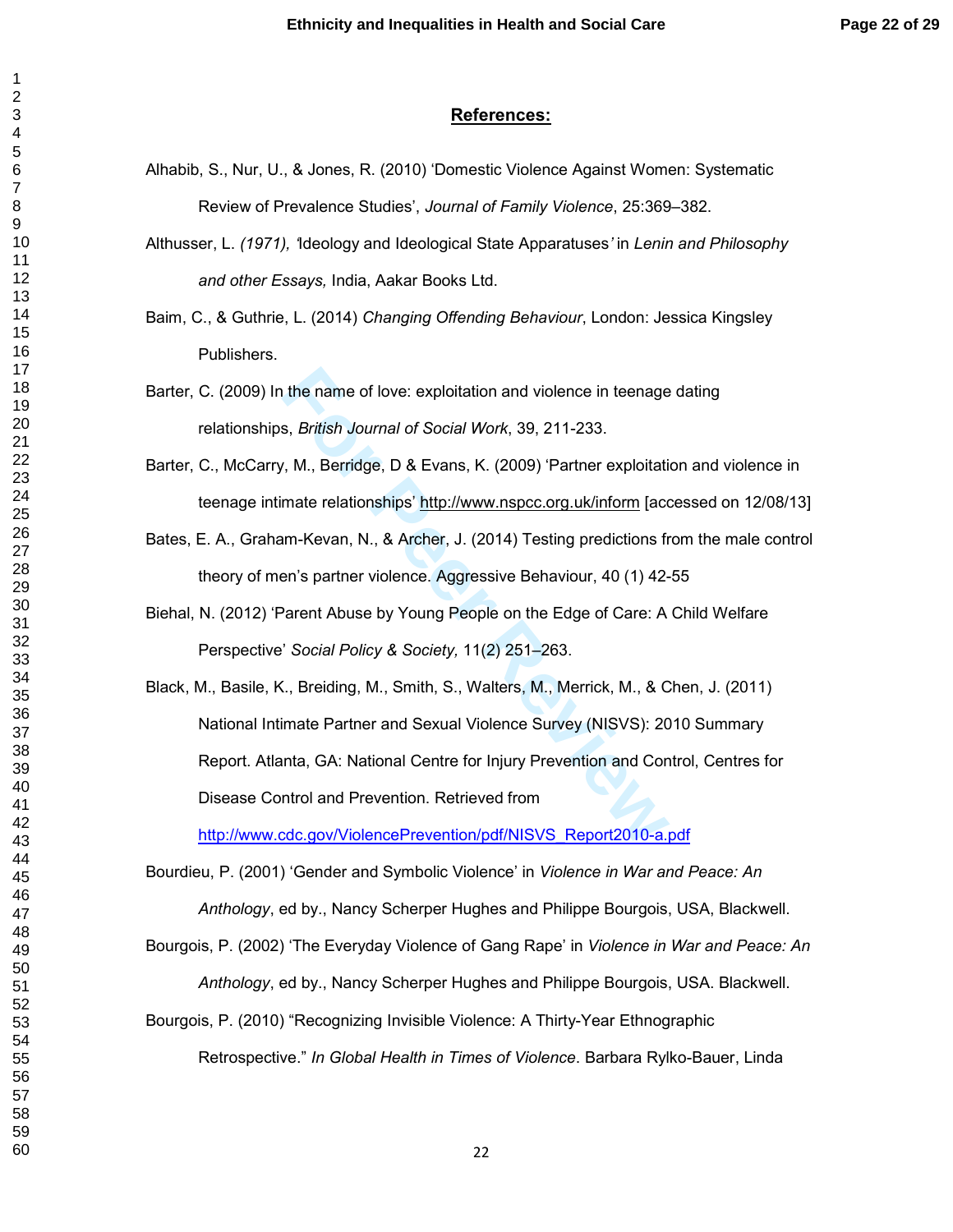# **References:**

Alhabib, S., Nur, U., & Jones, R. (2010) 'Domestic Violence Against Women: Systematic Review of Prevalence Studies', *Journal of Family Violence*, 25:369–382.

Althusser, L. *(1971), '*Ideology and Ideological State Apparatuses*'* in *Lenin and Philosophy and other Essays,* India, Aakar Books Ltd.

Baim, C., & Guthrie, L. (2014) *Changing Offending Behaviour*, London: Jessica Kingsley Publishers.

Barter, C. (2009) In the name of love: exploitation and violence in teenage dating relationships, *British Journal of Social Work*, 39, 211-233.

Barter, C., McCarry, M., Berridge, D & Evans, K. (2009) 'Partner exploitation and violence in teenage intimate relationships' http://www.nspcc.org.uk/inform [accessed on 12/08/13]

Bates, E. A., Graham-Kevan, N., & Archer, J. (2014) Testing predictions from the male control theory of men's partner violence. Aggressive Behaviour, 40 (1) 42-55

Biehal, N. (2012) 'Parent Abuse by Young People on the Edge of Care: A Child Welfare Perspective' *Social Policy & Society,* 11(2) 251–263.

Black, M., Basile, K., Breiding, M., Smith, S., Walters, M., Merrick, M., & Chen, J. (2011) National Intimate Partner and Sexual Violence Survey (NISVS): 2010 Summary Report. Atlanta, GA: National Centre for Injury Prevention and Control, Centres for Disease Control and Prevention. Retrieved from http://www.cdc.gov/ViolencePrevention/pdf/NISVS_Report2010-a.pdf

Bourdieu, P. (2001) 'Gender and Symbolic Violence' in *Violence in War and Peace: An Anthology*, ed by., Nancy Scherper Hughes and Philippe Bourgois, USA, Blackwell.

Bourgois, P. (2002) 'The Everyday Violence of Gang Rape' in *Violence in War and Peace: An Anthology*, ed by., Nancy Scherper Hughes and Philippe Bourgois, USA. Blackwell.

Bourgois, P. (2010) "Recognizing Invisible Violence: A Thirty-Year Ethnographic Retrospective." *In Global Health in Times of Violence*. Barbara Rylko-Bauer, Linda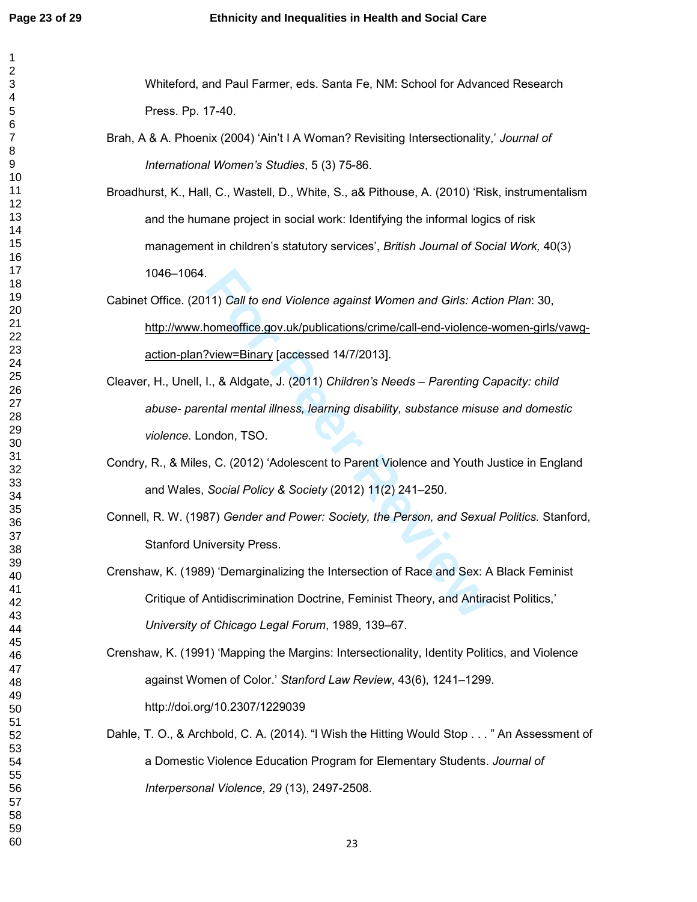Whiteford, and Paul Farmer, eds. Santa Fe, NM: School for Advanced Research Press. Pp. 17-40.

Brah, A & A. Phoenix (2004) 'Ain't I A Woman? Revisiting Intersectionality,' *Journal of International Women's Studies*, 5 (3) 75-86.

Broadhurst, K., Hall, C., Wastell, D., White, S., a& Pithouse, A. (2010) 'Risk, instrumentalism and the humane project in social work: Identifying the informal logics of risk management in children's statutory services', *British Journal of Social Work,* 40(3) 1046–1064.

Cabinet Office. (2011) *Call to end Violence against Women and Girls: Action Plan*: 30, http://www.homeoffice.gov.uk/publications/crime/call-end-violence-women-girls/vawg-action-plan?view=Binary [accessed 14/7/2013].

Cleaver, H., Unell, I., & Aldgate, J. (2011) *Children's Needs – Parenting Capacity: child abuse- parental mental illness, learning disability, substance misuse and domestic violence*. London, TSO.

Condry, R., & Miles, C. (2012) 'Adolescent to Parent Violence and Youth Justice in England and Wales, *Social Policy & Society* (2012) 11(2) 241–250.

Connell, R. W. (1987) *Gender and Power: Society, the Person, and Sexual Politics.* Stanford, Stanford University Press.

Crenshaw, K. (1989) 'Demarginalizing the Intersection of Race and Sex: A Black Feminist Critique of Antidiscrimination Doctrine, Feminist Theory, and Antiracist Politics,' *University of Chicago Legal Forum*, 1989, 139–67.

Crenshaw, K. (1991) 'Mapping the Margins: Intersectionality, Identity Politics, and Violence against Women of Color.' *Stanford Law Review*, 43(6), 1241–1299. http://doi.org/10.2307/1229039

Dahle, T. O., & Archbold, C. A. (2014). "I Wish the Hitting Would Stop . . . " An Assessment of a Domestic Violence Education Program for Elementary Students. *Journal of Interpersonal Violence*, *29* (13), 2497-2508.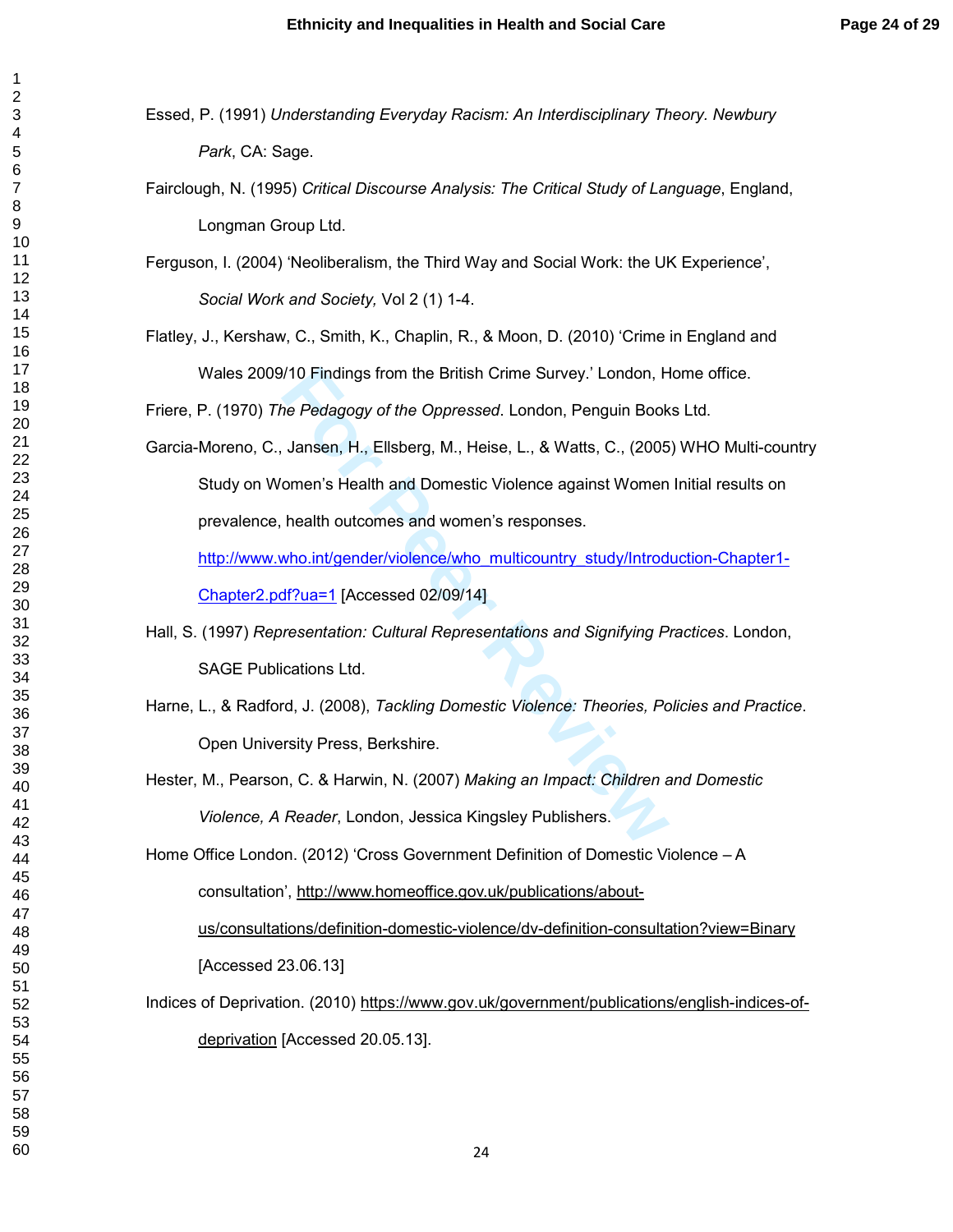Essed, P. (1991) *Understanding Everyday Racism: An Interdisciplinary Theory. Newbury Park*, CA: Sage.

Fairclough, N. (1995) *Critical Discourse Analysis: The Critical Study of Language*, England, Longman Group Ltd.

Ferguson, I. (2004) 'Neoliberalism, the Third Way and Social Work: the UK Experience', *Social Work and Society,* Vol 2 (1) 1-4.

Flatley, J., Kershaw, C., Smith, K., Chaplin, R., & Moon, D. (2010) 'Crime in England and Wales 2009/10 Findings from the British Crime Survey.' London, Home office.

Friere, P. (1970) *The Pedagogy of the Oppressed*. London, Penguin Books Ltd.

Garcia-Moreno, C., Jansen, H., Ellsberg, M., Heise, L., & Watts, C., (2005) WHO Multi-country Study on Women's Health and Domestic Violence against Women Initial results on prevalence, health outcomes and women's responses. http://www.who.int/gender/violence/who_multicountry_study/Introduction-Chapter1-Chapter2.pdf?ua=1 [Accessed 02/09/14]

Hall, S. (1997) *Representation: Cultural Representations and Signifying Practices*. London, SAGE Publications Ltd.

Harne, L., & Radford, J. (2008), *Tackling Domestic Violence: Theories, Policies and Practice*. Open University Press, Berkshire.

Hester, M., Pearson, C. & Harwin, N. (2007) *Making an Impact: Children and Domestic Violence, A Reader*, London, Jessica Kingsley Publishers.

Home Office London. (2012) 'Cross Government Definition of Domestic Violence – A consultation', http://www.homeoffice.gov.uk/publications/about-us/consultations/definition-domestic-violence/dv-definition-consultation?view=Binary [Accessed 23.06.13]

Indices of Deprivation. (2010) https://www.gov.uk/government/publications/english-indices-of-deprivation [Accessed 20.05.13].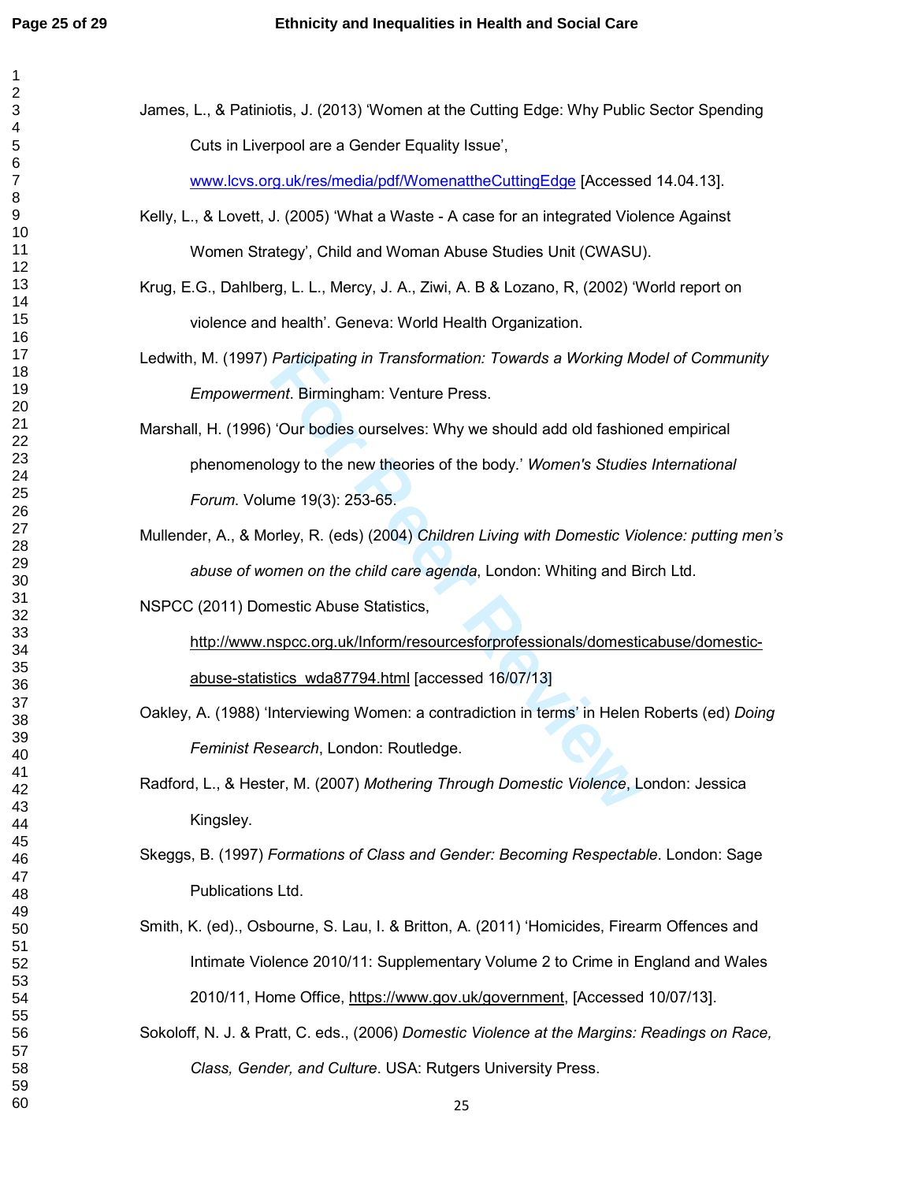James, L., & Patiniotis, J. (2013) 'Women at the Cutting Edge: Why Public Sector Spending Cuts in Liverpool are a Gender Equality Issue', www.lcvs.org.uk/res/media/pdf/WomenattheCuttingEdge [Accessed 14.04.13].

Kelly, L., & Lovett, J. (2005) 'What a Waste - A case for an integrated Violence Against Women Strategy', Child and Woman Abuse Studies Unit (CWASU).

Krug, E.G., Dahlberg, L. L., Mercy, J. A., Ziwi, A. B & Lozano, R, (2002) 'World report on violence and health'. Geneva: World Health Organization.

Ledwith, M. (1997) *Participating in Transformation: Towards a Working Model of Community Empowerment*. Birmingham: Venture Press.

Marshall, H. (1996) 'Our bodies ourselves: Why we should add old fashioned empirical phenomenology to the new theories of the body.' *Women's Studies International Forum*. Volume 19(3): 253-65.

Mullender, A., & Morley, R. (eds) (2004) *Children Living with Domestic Violence: putting men's abuse of women on the child care agenda*, London: Whiting and Birch Ltd.

NSPCC (2011) Domestic Abuse Statistics, http://www.nspcc.org.uk/Inform/resourcesforprofessionals/domesticabuse/domestic-abuse-statistics_wda87794.html [accessed 16/07/13]

Oakley, A. (1988) 'Interviewing Women: a contradiction in terms' in Helen Roberts (ed) *Doing Feminist Research*, London: Routledge.

Radford, L., & Hester, M. (2007) *Mothering Through Domestic Violence*, London: Jessica Kingsley.

Skeggs, B. (1997) *Formations of Class and Gender: Becoming Respectable*. London: Sage Publications Ltd.

Smith, K. (ed)., Osbourne, S. Lau, I. & Britton, A. (2011) 'Homicides, Firearm Offences and Intimate Violence 2010/11: Supplementary Volume 2 to Crime in England and Wales 2010/11, Home Office, https://www.gov.uk/government, [Accessed 10/07/13].

Sokoloff, N. J. & Pratt, C. eds., (2006) *Domestic Violence at the Margins: Readings on Race, Class, Gender, and Culture*. USA: Rutgers University Press.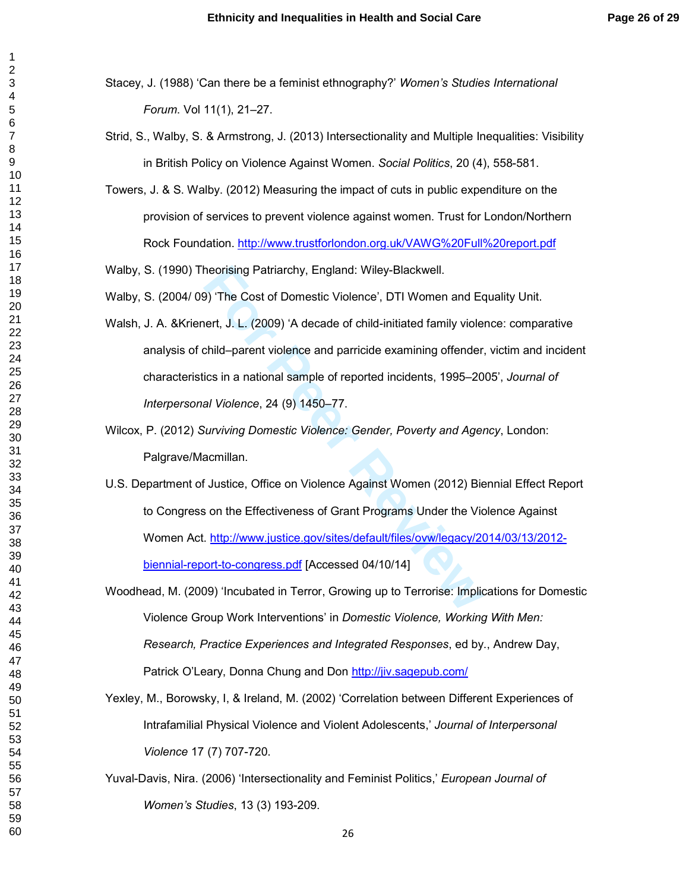Stacey, J. (1988) 'Can there be a feminist ethnography?' *Women's Studies International Forum*. Vol 11(1), 21–27.

Strid, S., Walby, S. & Armstrong, J. (2013) Intersectionality and Multiple Inequalities: Visibility in British Policy on Violence Against Women. *Social Politics*, 20 (4), 558-581.

Towers, J. & S. Walby. (2012) Measuring the impact of cuts in public expenditure on the provision of services to prevent violence against women. Trust for London/Northern Rock Foundation. http://www.trustforlondon.org.uk/VAWG%20Full%20report.pdf

Walby, S. (1990) Theorising Patriarchy, England: Wiley-Blackwell.

Walby, S. (2004/ 09) 'The Cost of Domestic Violence', DTI Women and Equality Unit.

Walsh, J. A. &Krienert, J. L. (2009) 'A decade of child-initiated family violence: comparative analysis of child–parent violence and parricide examining offender, victim and incident characteristics in a national sample of reported incidents, 1995–2005', *Journal of Interpersonal Violence*, 24 (9) 1450–77.

Wilcox, P. (2012) *Surviving Domestic Violence: Gender, Poverty and Agency*, London: Palgrave/Macmillan.

U.S. Department of Justice, Office on Violence Against Women (2012) Biennial Effect Report to Congress on the Effectiveness of Grant Programs Under the Violence Against Women Act. http://www.justice.gov/sites/default/files/ovw/legacy/2014/03/13/2012-biennial-report-to-congress.pdf [Accessed 04/10/14]

Woodhead, M. (2009) 'Incubated in Terror, Growing up to Terrorise: Implications for Domestic Violence Group Work Interventions' in *Domestic Violence, Working With Men: Research, Practice Experiences and Integrated Responses*, ed by., Andrew Day, Patrick O'Leary, Donna Chung and Don http://jiv.sagepub.com/

Yexley, M., Borowsky, I, & Ireland, M. (2002) 'Correlation between Different Experiences of Intrafamilial Physical Violence and Violent Adolescents,' *Journal of Interpersonal Violence* 17 (7) 707-720.

Yuval-Davis, Nira. (2006) 'Intersectionality and Feminist Politics,' *European Journal of Women's Studies*, 13 (3) 193-209.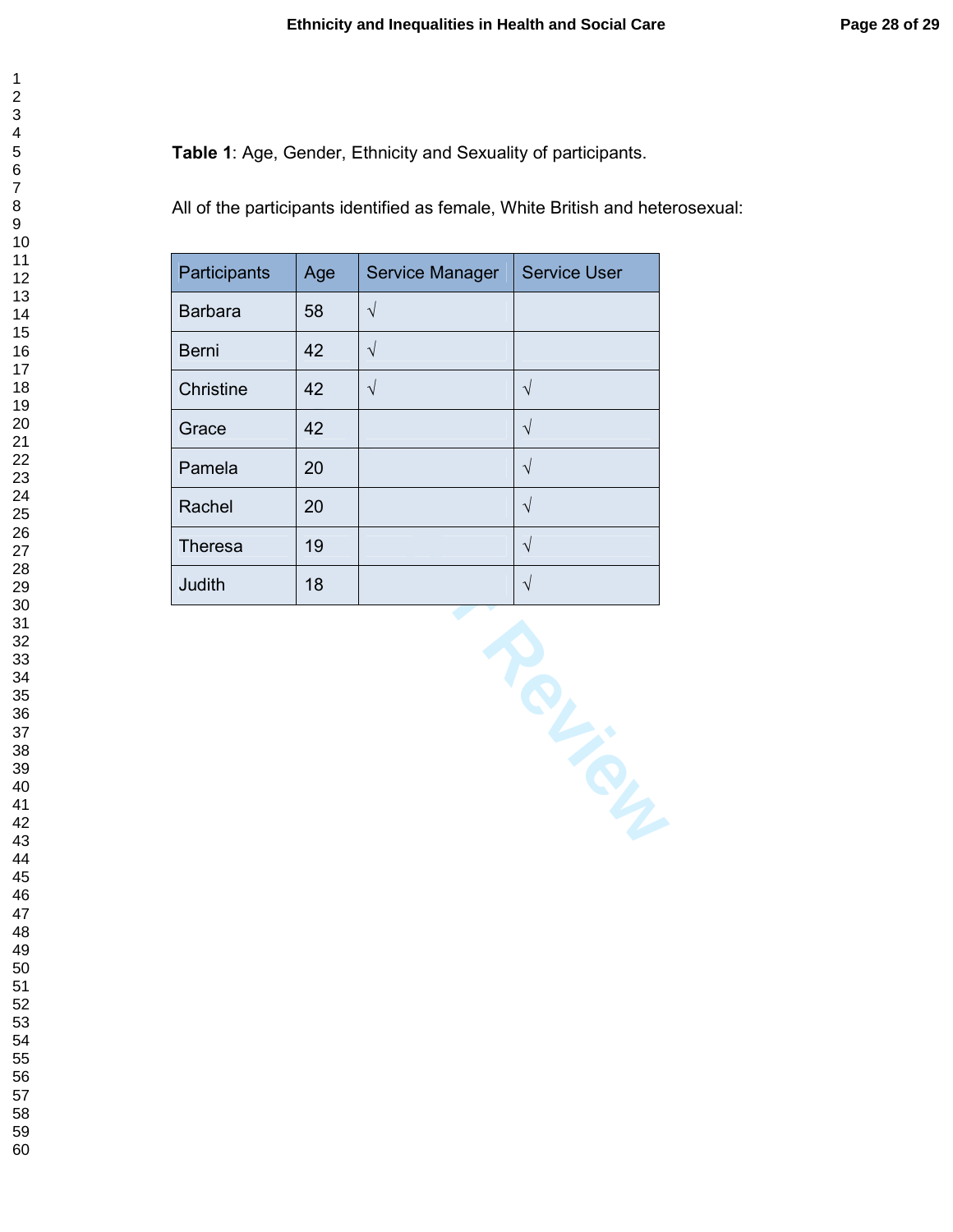**Table 1**: Age, Gender, Ethnicity and Sexuality of participants.

All of the participants identified as female, White British and heterosexual:

| Participants | Age | Service Manager | Service User |
|---|---|---|---|
| Barbara | 58 | √ | |
| Berni | 42 | √ | |
| Christine | 42 | √ | √ |
| Grace | 42 | | √ |
| Pamela | 20 | | √ |
| Rachel | 20 | | √ |
| Theresa | 19 | | √ |
| Judith | 18 | | √ |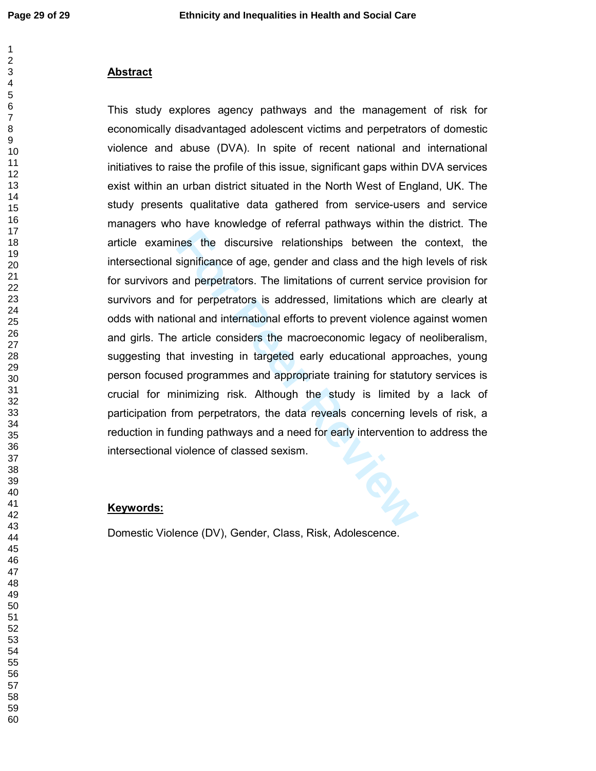## **Abstract**

This study explores agency pathways and the management of risk for economically disadvantaged adolescent victims and perpetrators of domestic violence and abuse (DVA). In spite of recent national and international initiatives to raise the profile of this issue, significant gaps within DVA services exist within an urban district situated in the North West of England, UK. The study presents qualitative data gathered from service-users and service managers who have knowledge of referral pathways within the district. The article examines the discursive relationships between the context, the intersectional significance of age, gender and class and the high levels of risk for survivors and perpetrators. The limitations of current service provision for survivors and for perpetrators is addressed, limitations which are clearly at odds with national and international efforts to prevent violence against women and girls. The article considers the macroeconomic legacy of neoliberalism, suggesting that investing in targeted early educational approaches, young person focused programmes and appropriate training for statutory services is crucial for minimizing risk. Although the study is limited by a lack of participation from perpetrators, the data reveals concerning levels of risk, a reduction in funding pathways and a need for early intervention to address the intersectional violence of classed sexism.

## **Keywords:**

Domestic Violence (DV), Gender, Class, Risk, Adolescence.